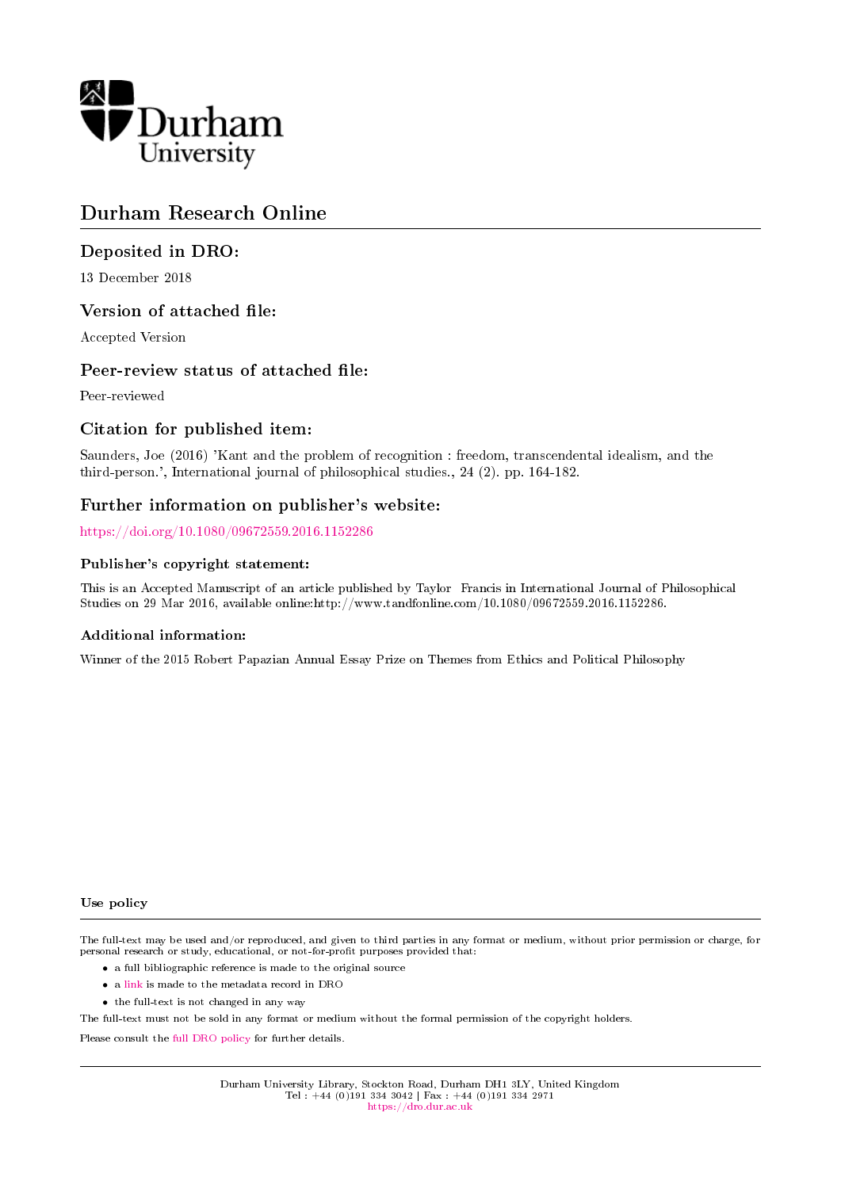Durham University

# Durham Research Online

## Deposited in DRO:

13 December 2018

## Version of attached file:

Accepted Version

## Peer-review status of attached file:

Peer-reviewed

## Citation for published item:

Saunders, Joe (2016) 'Kant and the problem of recognition : freedom, transcendental idealism, and the third-person.', International journal of philosophical studies., 24 (2). pp. 164-182.

## Further information on publisher's website:

https://doi.org/10.1080/09672559.2016.1152286

### Publisher's copyright statement:

This is an Accepted Manuscript of an article published by Taylor Francis in International Journal of Philosophical Studies on 29 Mar 2016, available online:http://www.tandfonline.com/10.1080/09672559.2016.1152286.

### Additional information:

Winner of the 2015 Robert Papazian Annual Essay Prize on Themes from Ethics and Political Philosophy

### Use policy

The full-text may be used and/or reproduced, and given to third parties in any format or medium, without prior permission or charge, for personal research or study, educational, or not-for-profit purposes provided that:

- a full bibliographic reference is made to the original source
- a link is made to the metadata record in DRO
- the full-text is not changed in any way

The full-text must not be sold in any format or medium without the formal permission of the copyright holders.

Please consult the full DRO policy for further details.

Durham University Library, Stockton Road, Durham DH1 3LY, United Kingdom
Tel : +44 (0)191 334 3042 | Fax : +44 (0)191 334 2971
https://dro.dur.ac.uk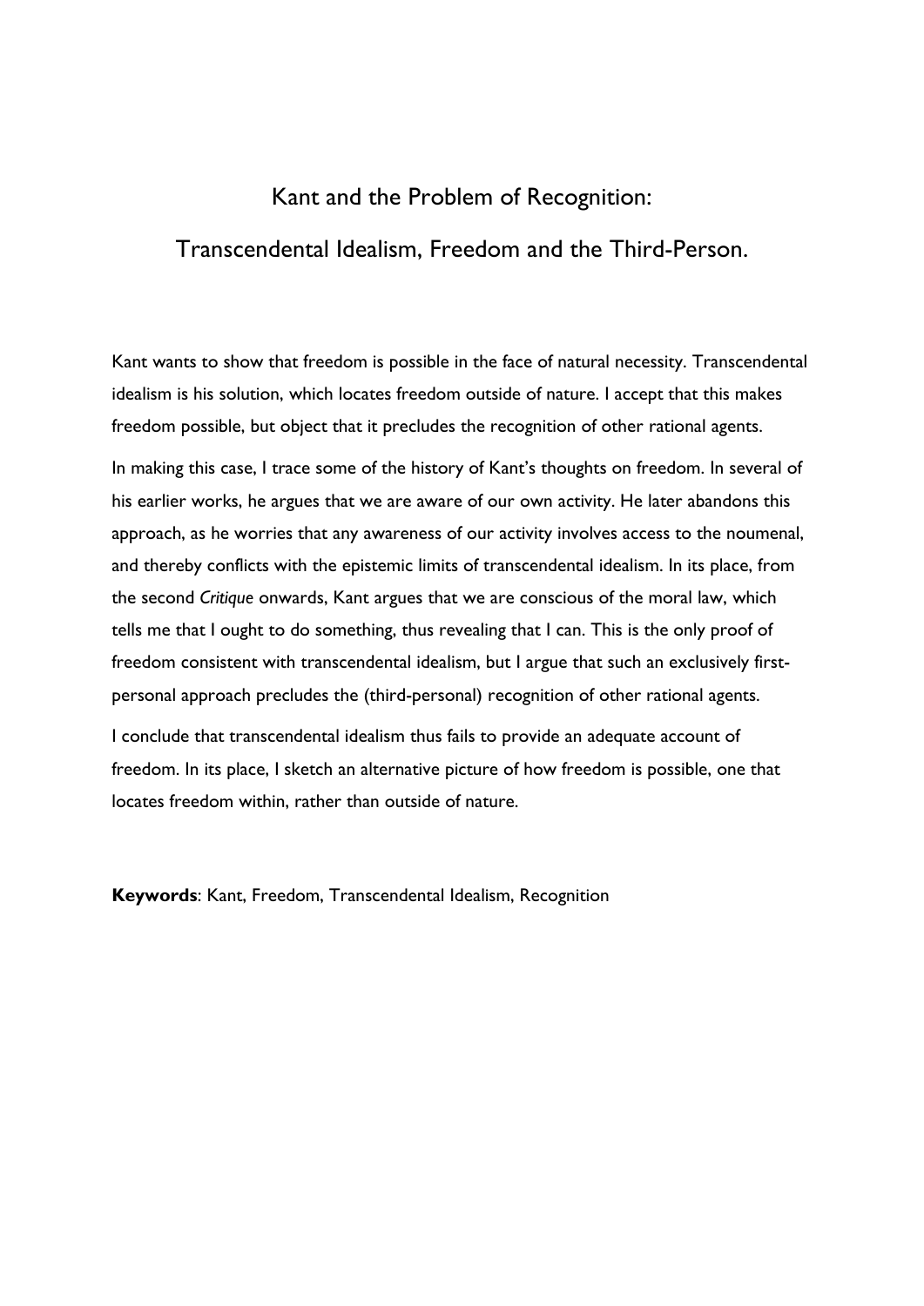# Kant and the Problem of Recognition:

# Transcendental Idealism, Freedom and the Third-Person.

Kant wants to show that freedom is possible in the face of natural necessity. Transcendental idealism is his solution, which locates freedom outside of nature. I accept that this makes freedom possible, but object that it precludes the recognition of other rational agents.

In making this case, I trace some of the history of Kant's thoughts on freedom. In several of his earlier works, he argues that we are aware of our own activity. He later abandons this approach, as he worries that any awareness of our activity involves access to the noumenal, and thereby conflicts with the epistemic limits of transcendental idealism. In its place, from the second *Critique* onwards, Kant argues that we are conscious of the moral law, which tells me that I ought to do something, thus revealing that I can. This is the only proof of freedom consistent with transcendental idealism, but I argue that such an exclusively first-personal approach precludes the (third-personal) recognition of other rational agents.

I conclude that transcendental idealism thus fails to provide an adequate account of freedom. In its place, I sketch an alternative picture of how freedom is possible, one that locates freedom within, rather than outside of nature.

**Keywords**: Kant, Freedom, Transcendental Idealism, Recognition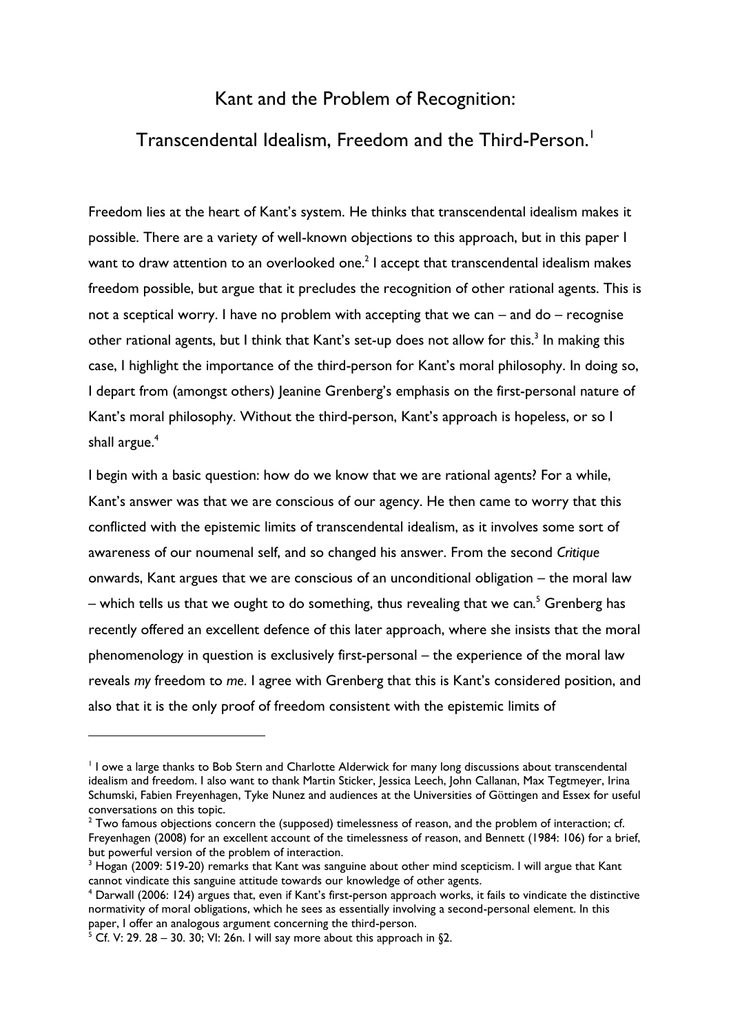# Kant and the Problem of Recognition: Transcendental Idealism, Freedom and the Third-Person.[1]

Freedom lies at the heart of Kant's system. He thinks that transcendental idealism makes it possible. There are a variety of well-known objections to this approach, but in this paper I want to draw attention to an overlooked one.[2] I accept that transcendental idealism makes freedom possible, but argue that it precludes the recognition of other rational agents. This is not a sceptical worry. I have no problem with accepting that we can – and do – recognise other rational agents, but I think that Kant's set-up does not allow for this.[3] In making this case, I highlight the importance of the third-person for Kant's moral philosophy. In doing so, I depart from (amongst others) Jeanine Grenberg's emphasis on the first-personal nature of Kant's moral philosophy. Without the third-person, Kant's approach is hopeless, or so I shall argue.[4]

I begin with a basic question: how do we know that we are rational agents? For a while, Kant's answer was that we are conscious of our agency. He then came to worry that this conflicted with the epistemic limits of transcendental idealism, as it involves some sort of awareness of our noumenal self, and so changed his answer. From the second *Critique* onwards, Kant argues that we are conscious of an unconditional obligation – the moral law – which tells us that we ought to do something, thus revealing that we can.[5] Grenberg has recently offered an excellent defence of this later approach, where she insists that the moral phenomenology in question is exclusively first-personal – the experience of the moral law reveals *my* freedom to *me*. I agree with Grenberg that this is Kant's considered position, and also that it is the only proof of freedom consistent with the epistemic limits of

---

[1] I owe a large thanks to Bob Stern and Charlotte Alderwick for many long discussions about transcendental idealism and freedom. I also want to thank Martin Sticker, Jessica Leech, John Callanan, Max Tegtmeyer, Irina Schumski, Fabien Freyenhagen, Tyke Nunez and audiences at the Universities of Göttingen and Essex for useful conversations on this topic.

[2] Two famous objections concern the (supposed) timelessness of reason, and the problem of interaction; cf. Freyenhagen (2008) for an excellent account of the timelessness of reason, and Bennett (1984: 106) for a brief, but powerful version of the problem of interaction.

[3] Hogan (2009: 519-20) remarks that Kant was sanguine about other mind scepticism. I will argue that Kant cannot vindicate this sanguine attitude towards our knowledge of other agents.

[4] Darwall (2006: 124) argues that, even if Kant's first-person approach works, it fails to vindicate the distinctive normativity of moral obligations, which he sees as essentially involving a second-personal element. In this paper, I offer an analogous argument concerning the third-person.

[5] Cf. V: 29. 28 – 30. 30; VI: 26n. I will say more about this approach in §2.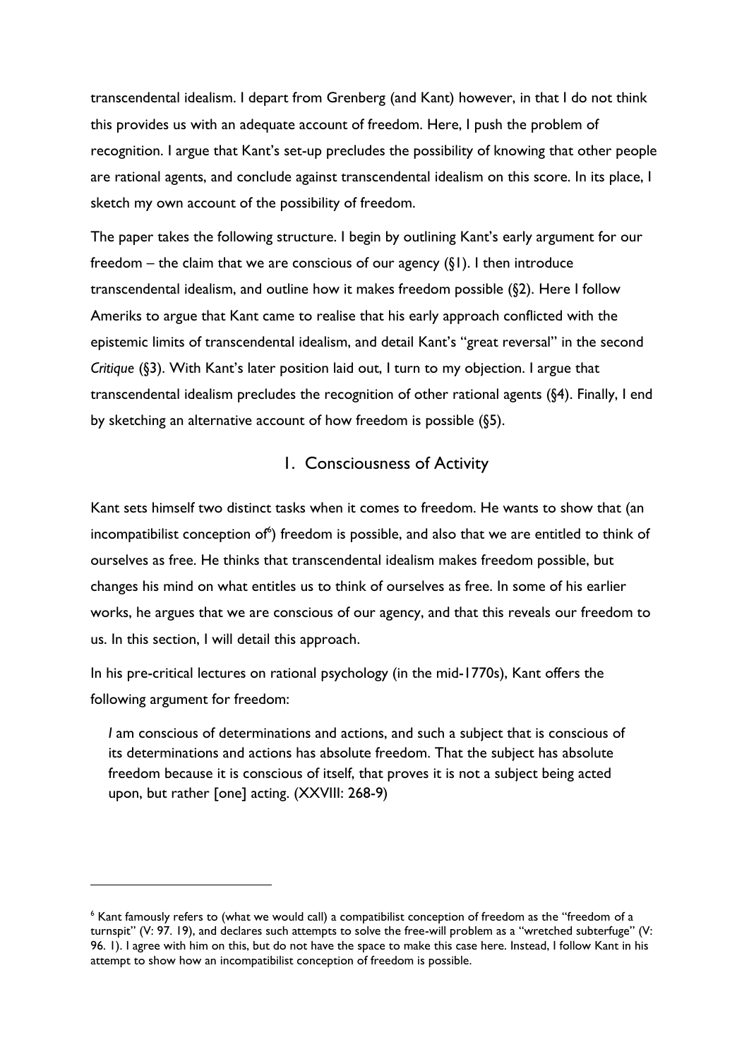transcendental idealism. I depart from Grenberg (and Kant) however, in that I do not think this provides us with an adequate account of freedom. Here, I push the problem of recognition. I argue that Kant's set-up precludes the possibility of knowing that other people are rational agents, and conclude against transcendental idealism on this score. In its place, I sketch my own account of the possibility of freedom.

The paper takes the following structure. I begin by outlining Kant's early argument for our freedom – the claim that we are conscious of our agency (§1). I then introduce transcendental idealism, and outline how it makes freedom possible (§2). Here I follow Ameriks to argue that Kant came to realise that his early approach conflicted with the epistemic limits of transcendental idealism, and detail Kant's "great reversal" in the second *Critique* (§3). With Kant's later position laid out, I turn to my objection. I argue that transcendental idealism precludes the recognition of other rational agents (§4). Finally, I end by sketching an alternative account of how freedom is possible (§5).

## 1. Consciousness of Activity

Kant sets himself two distinct tasks when it comes to freedom. He wants to show that (an incompatibilist conception of[6]) freedom is possible, and also that we are entitled to think of ourselves as free. He thinks that transcendental idealism makes freedom possible, but changes his mind on what entitles us to think of ourselves as free. In some of his earlier works, he argues that we are conscious of our agency, and that this reveals our freedom to us. In this section, I will detail this approach.

In his pre-critical lectures on rational psychology (in the mid-1770s), Kant offers the following argument for freedom:

> *I* am conscious of determinations and actions, and such a subject that is conscious of its determinations and actions has absolute freedom. That the subject has absolute freedom because it is conscious of itself, that proves it is not a subject being acted upon, but rather [one] acting. (XXVIII: 268-9)

---

[6] Kant famously refers to (what we would call) a compatibilist conception of freedom as the "freedom of a turnspit" (V: 97. 19), and declares such attempts to solve the free-will problem as a "wretched subterfuge" (V: 96. 1). I agree with him on this, but do not have the space to make this case here. Instead, I follow Kant in his attempt to show how an incompatibilist conception of freedom is possible.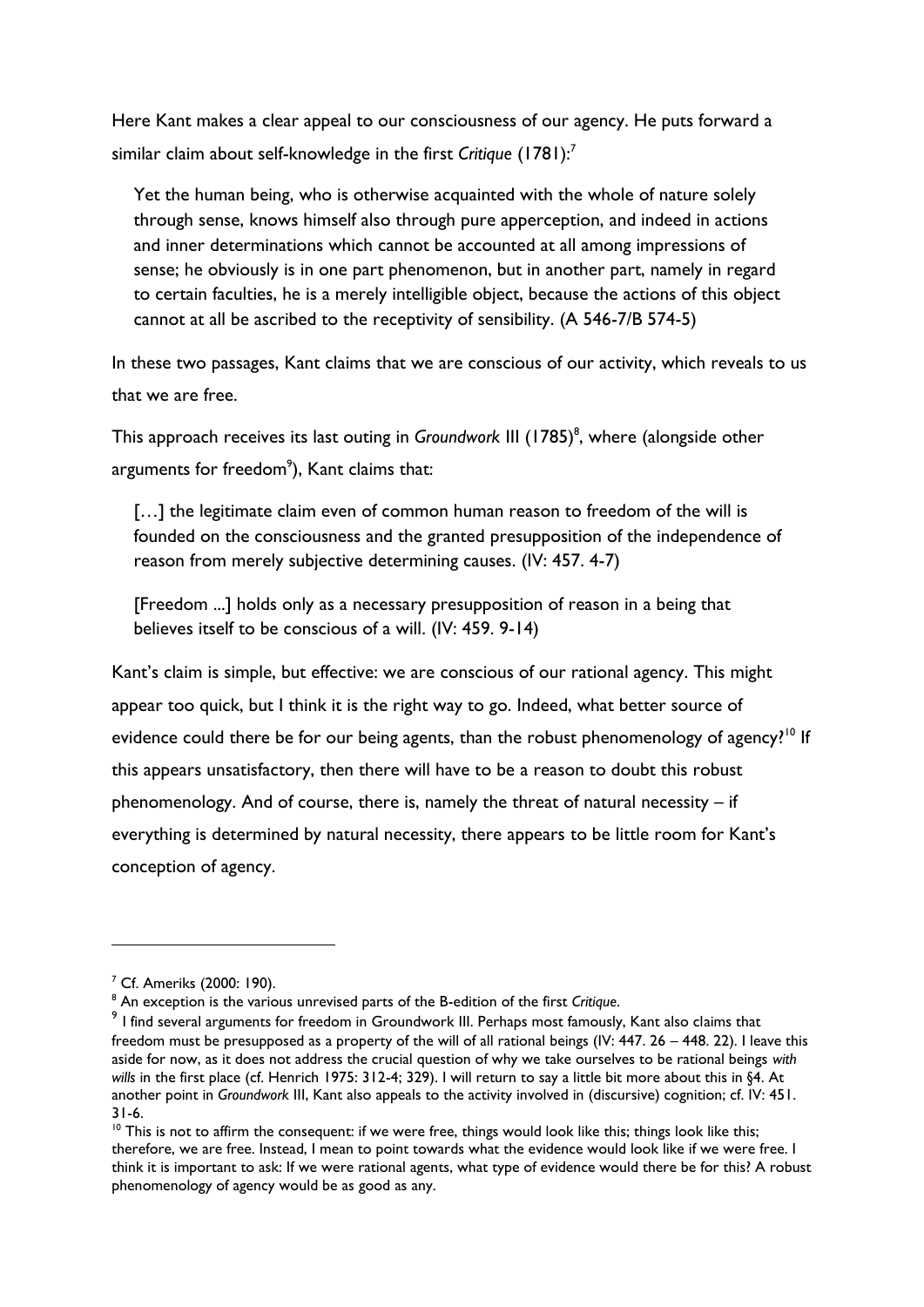Here Kant makes a clear appeal to our consciousness of our agency. He puts forward a similar claim about self-knowledge in the first *Critique* (1781):[7]

> Yet the human being, who is otherwise acquainted with the whole of nature solely through sense, knows himself also through pure apperception, and indeed in actions and inner determinations which cannot be accounted at all among impressions of sense; he obviously is in one part phenomenon, but in another part, namely in regard to certain faculties, he is a merely intelligible object, because the actions of this object cannot at all be ascribed to the receptivity of sensibility. (A 546-7/B 574-5)

In these two passages, Kant claims that we are conscious of our activity, which reveals to us that we are free.

This approach receives its last outing in *Groundwork* III (1785)[8], where (alongside other arguments for freedom[9]), Kant claims that:

> […] the legitimate claim even of common human reason to freedom of the will is founded on the consciousness and the granted presupposition of the independence of reason from merely subjective determining causes. (IV: 457. 4-7)

> [Freedom ...] holds only as a necessary presupposition of reason in a being that believes itself to be conscious of a will. (IV: 459. 9-14)

Kant's claim is simple, but effective: we are conscious of our rational agency. This might appear too quick, but I think it is the right way to go. Indeed, what better source of evidence could there be for our being agents, than the robust phenomenology of agency?[10] If this appears unsatisfactory, then there will have to be a reason to doubt this robust phenomenology. And of course, there is, namely the threat of natural necessity – if everything is determined by natural necessity, there appears to be little room for Kant's conception of agency.

---

[7] Cf. Ameriks (2000: 190).

[8] An exception is the various unrevised parts of the B-edition of the first *Critique*.

[9] I find several arguments for freedom in Groundwork III. Perhaps most famously, Kant also claims that freedom must be presupposed as a property of the will of all rational beings (IV: 447. 26 – 448. 22). I leave this aside for now, as it does not address the crucial question of why we take ourselves to be rational beings *with wills* in the first place (cf. Henrich 1975: 312-4; 329). I will return to say a little bit more about this in §4. At another point in *Groundwork* III, Kant also appeals to the activity involved in (discursive) cognition; cf. IV: 451. 31-6.

[10] This is not to affirm the consequent: if we were free, things would look like this; things look like this; therefore, we are free. Instead, I mean to point towards what the evidence would look like if we were free. I think it is important to ask: If we were rational agents, what type of evidence would there be for this? A robust phenomenology of agency would be as good as any.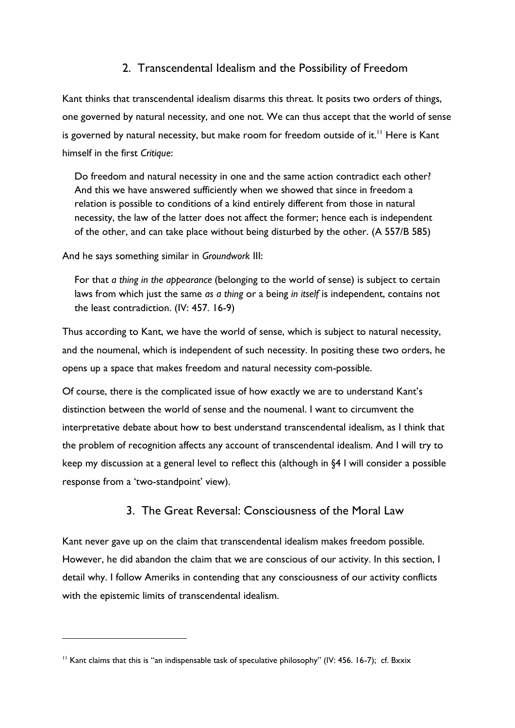## 2. Transcendental Idealism and the Possibility of Freedom

Kant thinks that transcendental idealism disarms this threat. It posits two orders of things, one governed by natural necessity, and one not. We can thus accept that the world of sense is governed by natural necessity, but make room for freedom outside of it.[11] Here is Kant himself in the first *Critique*:

> Do freedom and natural necessity in one and the same action contradict each other? And this we have answered sufficiently when we showed that since in freedom a relation is possible to conditions of a kind entirely different from those in natural necessity, the law of the latter does not affect the former; hence each is independent of the other, and can take place without being disturbed by the other. (A 557/B 585)

And he says something similar in *Groundwork* III:

> For that *a thing in the appearance* (belonging to the world of sense) is subject to certain laws from which just the same *as a thing* or a being *in itself* is independent, contains not the least contradiction. (IV: 457. 16-9)

Thus according to Kant, we have the world of sense, which is subject to natural necessity, and the noumenal, which is independent of such necessity. In positing these two orders, he opens up a space that makes freedom and natural necessity com-possible.

Of course, there is the complicated issue of how exactly we are to understand Kant's distinction between the world of sense and the noumenal. I want to circumvent the interpretative debate about how to best understand transcendental idealism, as I think that the problem of recognition affects any account of transcendental idealism. And I will try to keep my discussion at a general level to reflect this (although in §4 I will consider a possible response from a 'two-standpoint' view).

## 3. The Great Reversal: Consciousness of the Moral Law

Kant never gave up on the claim that transcendental idealism makes freedom possible. However, he did abandon the claim that we are conscious of our activity. In this section, I detail why. I follow Ameriks in contending that any consciousness of our activity conflicts with the epistemic limits of transcendental idealism.

---

[11] Kant claims that this is "an indispensable task of speculative philosophy" (IV: 456. 16-7); cf. Bxxix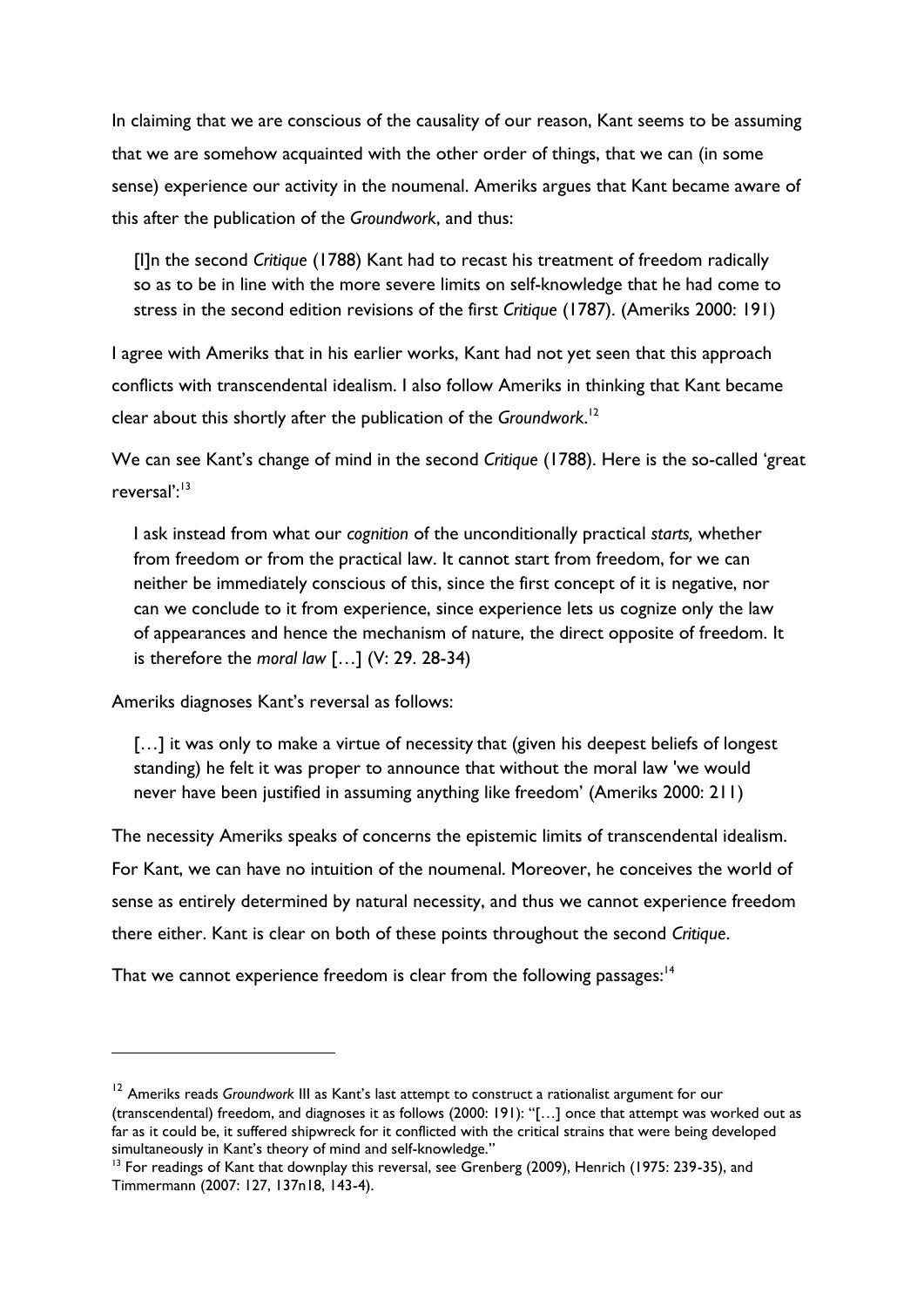In claiming that we are conscious of the causality of our reason, Kant seems to be assuming that we are somehow acquainted with the other order of things, that we can (in some sense) experience our activity in the noumenal. Ameriks argues that Kant became aware of this after the publication of the *Groundwork*, and thus:

> [I]n the second *Critique* (1788) Kant had to recast his treatment of freedom radically so as to be in line with the more severe limits on self-knowledge that he had come to stress in the second edition revisions of the first *Critique* (1787). (Ameriks 2000: 191)

I agree with Ameriks that in his earlier works, Kant had not yet seen that this approach conflicts with transcendental idealism. I also follow Ameriks in thinking that Kant became clear about this shortly after the publication of the *Groundwork*.[12]

We can see Kant's change of mind in the second *Critique* (1788). Here is the so-called 'great reversal':[13]

> I ask instead from what our *cognition* of the unconditionally practical *starts,* whether from freedom or from the practical law. It cannot start from freedom, for we can neither be immediately conscious of this, since the first concept of it is negative, nor can we conclude to it from experience, since experience lets us cognize only the law of appearances and hence the mechanism of nature, the direct opposite of freedom. It is therefore the *moral law* […] (V: 29. 28-34)

Ameriks diagnoses Kant's reversal as follows:

> […] it was only to make a virtue of necessity that (given his deepest beliefs of longest standing) he felt it was proper to announce that without the moral law 'we would never have been justified in assuming anything like freedom' (Ameriks 2000: 211)

The necessity Ameriks speaks of concerns the epistemic limits of transcendental idealism. For Kant, we can have no intuition of the noumenal. Moreover, he conceives the world of sense as entirely determined by natural necessity, and thus we cannot experience freedom there either. Kant is clear on both of these points throughout the second *Critique*.

That we cannot experience freedom is clear from the following passages:[14]

---

[12] Ameriks reads *Groundwork* III as Kant's last attempt to construct a rationalist argument for our (transcendental) freedom, and diagnoses it as follows (2000: 191): "[…] once that attempt was worked out as far as it could be, it suffered shipwreck for it conflicted with the critical strains that were being developed simultaneously in Kant's theory of mind and self-knowledge."

[13] For readings of Kant that downplay this reversal, see Grenberg (2009), Henrich (1975: 239-35), and Timmermann (2007: 127, 137n18, 143-4).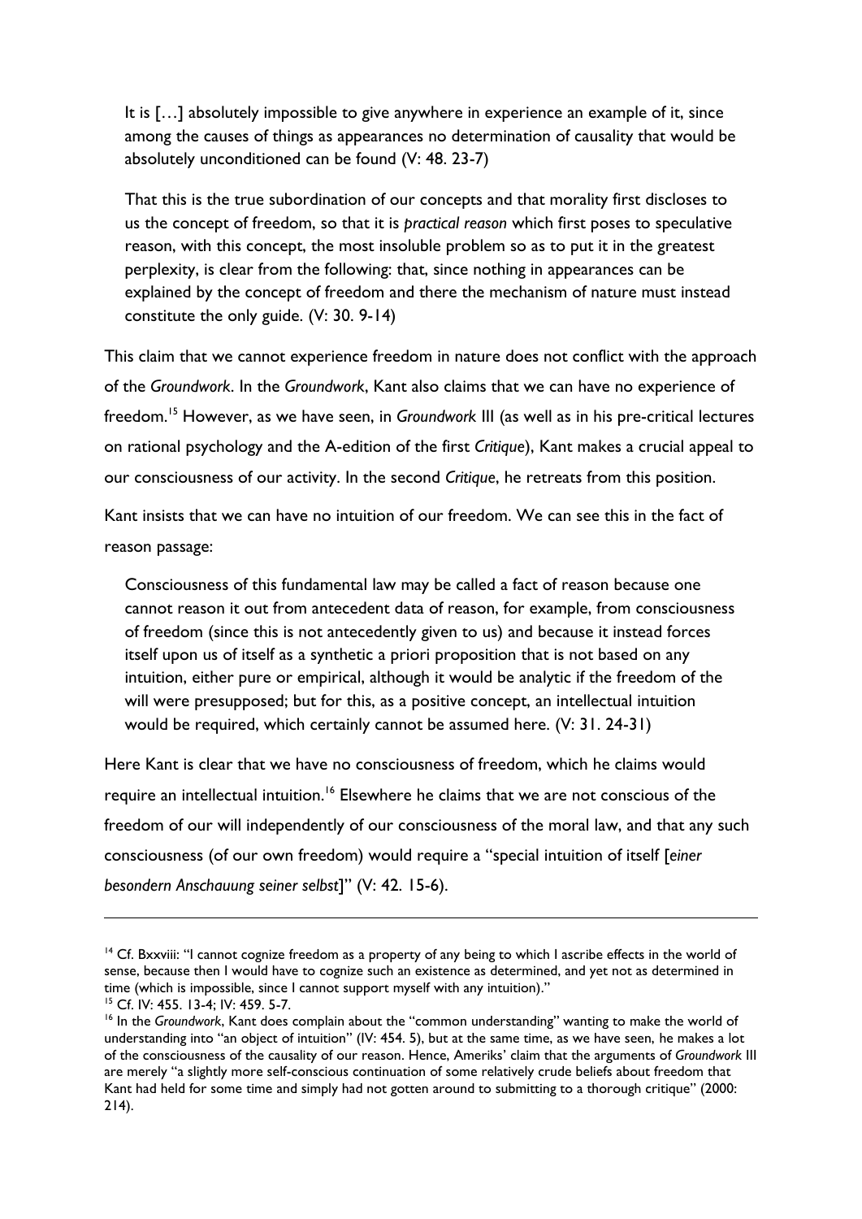> It is […] absolutely impossible to give anywhere in experience an example of it, since among the causes of things as appearances no determination of causality that would be absolutely unconditioned can be found (V: 48. 23-7)

> That this is the true subordination of our concepts and that morality first discloses to us the concept of freedom, so that it is *practical reason* which first poses to speculative reason, with this concept, the most insoluble problem so as to put it in the greatest perplexity, is clear from the following: that, since nothing in appearances can be explained by the concept of freedom and there the mechanism of nature must instead constitute the only guide. (V: 30. 9-14)

This claim that we cannot experience freedom in nature does not conflict with the approach of the *Groundwork*. In the *Groundwork*, Kant also claims that we can have no experience of freedom.[15] However, as we have seen, in *Groundwork* III (as well as in his pre-critical lectures on rational psychology and the A-edition of the first *Critique*), Kant makes a crucial appeal to our consciousness of our activity. In the second *Critique*, he retreats from this position.

Kant insists that we can have no intuition of our freedom. We can see this in the fact of reason passage:

> Consciousness of this fundamental law may be called a fact of reason because one cannot reason it out from antecedent data of reason, for example, from consciousness of freedom (since this is not antecedently given to us) and because it instead forces itself upon us of itself as a synthetic a priori proposition that is not based on any intuition, either pure or empirical, although it would be analytic if the freedom of the will were presupposed; but for this, as a positive concept, an intellectual intuition would be required, which certainly cannot be assumed here. (V: 31. 24-31)

Here Kant is clear that we have no consciousness of freedom, which he claims would require an intellectual intuition.[16] Elsewhere he claims that we are not conscious of the freedom of our will independently of our consciousness of the moral law, and that any such consciousness (of our own freedom) would require a "special intuition of itself [*einer besondern Anschauung seiner selbst*]" (V: 42. 15-6).

---

[14] Cf. Bxxviii: "I cannot cognize freedom as a property of any being to which I ascribe effects in the world of sense, because then I would have to cognize such an existence as determined, and yet not as determined in time (which is impossible, since I cannot support myself with any intuition)."

[15] Cf. IV: 455. 13-4; IV: 459. 5-7.

[16] In the *Groundwork*, Kant does complain about the "common understanding" wanting to make the world of understanding into "an object of intuition" (IV: 454. 5), but at the same time, as we have seen, he makes a lot of the consciousness of the causality of our reason. Hence, Ameriks' claim that the arguments of *Groundwork* III are merely "a slightly more self-conscious continuation of some relatively crude beliefs about freedom that Kant had held for some time and simply had not gotten around to submitting to a thorough critique" (2000: 214).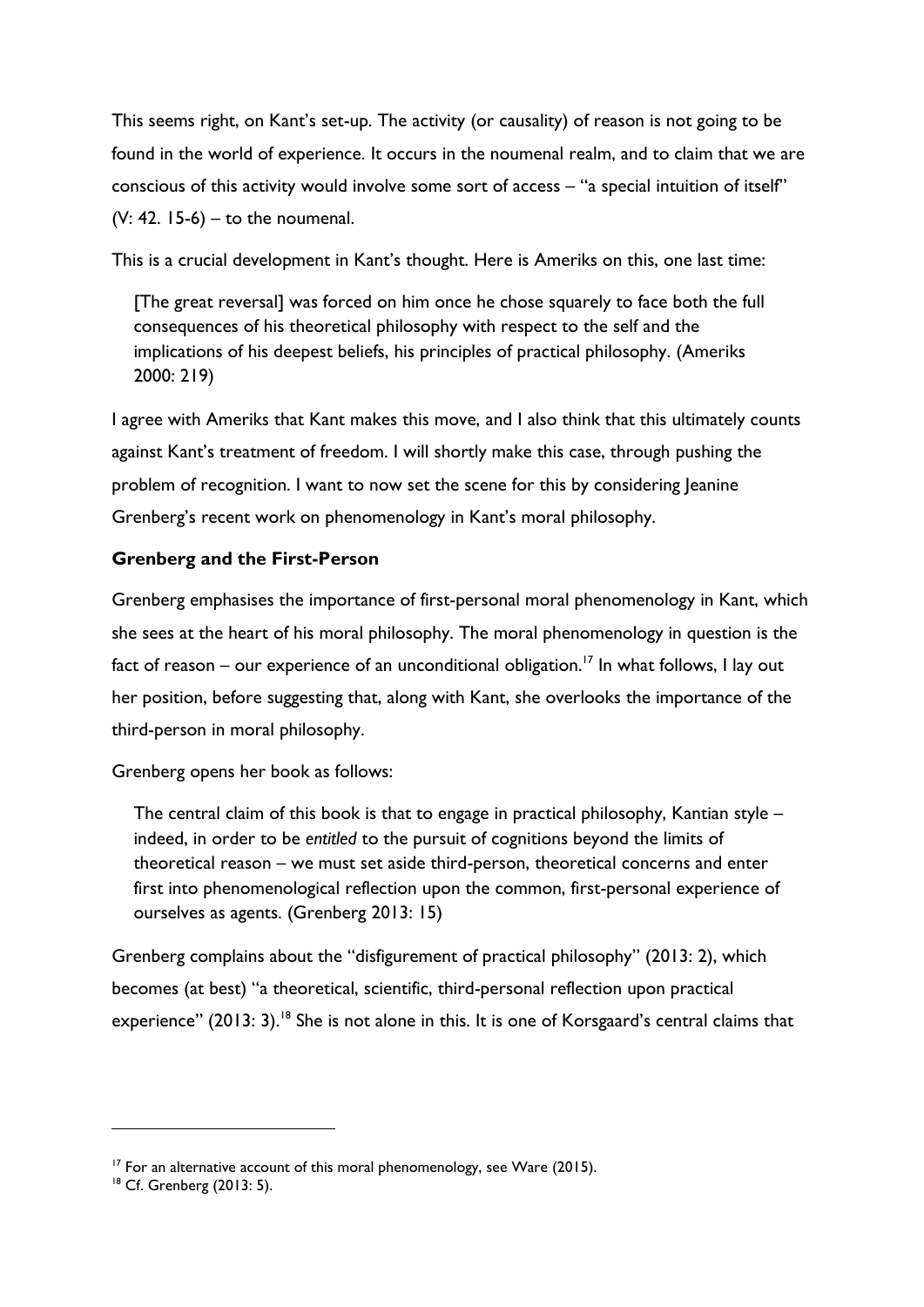This seems right, on Kant's set-up. The activity (or causality) of reason is not going to be found in the world of experience. It occurs in the noumenal realm, and to claim that we are conscious of this activity would involve some sort of access – "a special intuition of itself" (V: 42. 15-6) – to the noumenal.

This is a crucial development in Kant's thought. Here is Ameriks on this, one last time:

> [The great reversal] was forced on him once he chose squarely to face both the full consequences of his theoretical philosophy with respect to the self and the implications of his deepest beliefs, his principles of practical philosophy. (Ameriks 2000: 219)

I agree with Ameriks that Kant makes this move, and I also think that this ultimately counts against Kant's treatment of freedom. I will shortly make this case, through pushing the problem of recognition. I want to now set the scene for this by considering Jeanine Grenberg's recent work on phenomenology in Kant's moral philosophy.

**Grenberg and the First-Person**

Grenberg emphasises the importance of first-personal moral phenomenology in Kant, which she sees at the heart of his moral philosophy. The moral phenomenology in question is the fact of reason – our experience of an unconditional obligation.[17] In what follows, I lay out her position, before suggesting that, along with Kant, she overlooks the importance of the third-person in moral philosophy.

Grenberg opens her book as follows:

> The central claim of this book is that to engage in practical philosophy, Kantian style – indeed, in order to be *entitled* to the pursuit of cognitions beyond the limits of theoretical reason – we must set aside third-person, theoretical concerns and enter first into phenomenological reflection upon the common, first-personal experience of ourselves as agents. (Grenberg 2013: 15)

Grenberg complains about the "disfigurement of practical philosophy" (2013: 2), which becomes (at best) "a theoretical, scientific, third-personal reflection upon practical experience" (2013: 3).[18] She is not alone in this. It is one of Korsgaard's central claims that

---

[17] For an alternative account of this moral phenomenology, see Ware (2015).

[18] Cf. Grenberg (2013: 5).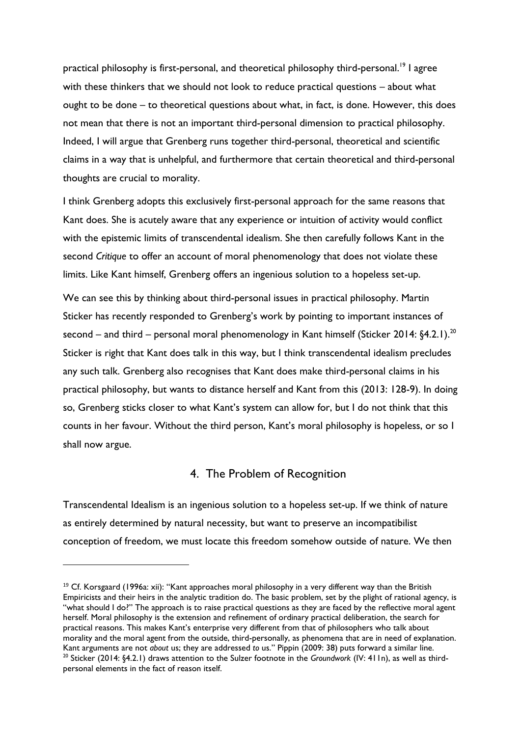practical philosophy is first-personal, and theoretical philosophy third-personal.[19] I agree with these thinkers that we should not look to reduce practical questions – about what ought to be done – to theoretical questions about what, in fact, is done. However, this does not mean that there is not an important third-personal dimension to practical philosophy. Indeed, I will argue that Grenberg runs together third-personal, theoretical and scientific claims in a way that is unhelpful, and furthermore that certain theoretical and third-personal thoughts are crucial to morality.

I think Grenberg adopts this exclusively first-personal approach for the same reasons that Kant does. She is acutely aware that any experience or intuition of activity would conflict with the epistemic limits of transcendental idealism. She then carefully follows Kant in the second *Critique* to offer an account of moral phenomenology that does not violate these limits. Like Kant himself, Grenberg offers an ingenious solution to a hopeless set-up.

We can see this by thinking about third-personal issues in practical philosophy. Martin Sticker has recently responded to Grenberg's work by pointing to important instances of second – and third – personal moral phenomenology in Kant himself (Sticker 2014: §4.2.1).[20] Sticker is right that Kant does talk in this way, but I think transcendental idealism precludes any such talk. Grenberg also recognises that Kant does make third-personal claims in his practical philosophy, but wants to distance herself and Kant from this (2013: 128-9). In doing so, Grenberg sticks closer to what Kant's system can allow for, but I do not think that this counts in her favour. Without the third person, Kant's moral philosophy is hopeless, or so I shall now argue.

## 4. The Problem of Recognition

Transcendental Idealism is an ingenious solution to a hopeless set-up. If we think of nature as entirely determined by natural necessity, but want to preserve an incompatibilist conception of freedom, we must locate this freedom somehow outside of nature. We then

---

[19] Cf. Korsgaard (1996a: xii): "Kant approaches moral philosophy in a very different way than the British Empiricists and their heirs in the analytic tradition do. The basic problem, set by the plight of rational agency, is "what should I do?" The approach is to raise practical questions as they are faced by the reflective moral agent herself. Moral philosophy is the extension and refinement of ordinary practical deliberation, the search for practical reasons. This makes Kant's enterprise very different from that of philosophers who talk about morality and the moral agent from the outside, third-personally, as phenomena that are in need of explanation. Kant arguments are not *about* us; they are addressed *to* us." Pippin (2009: 38) puts forward a similar line.

[20] Sticker (2014: §4.2.1) draws attention to the Sulzer footnote in the *Groundwork* (IV: 411n), as well as third-personal elements in the fact of reason itself.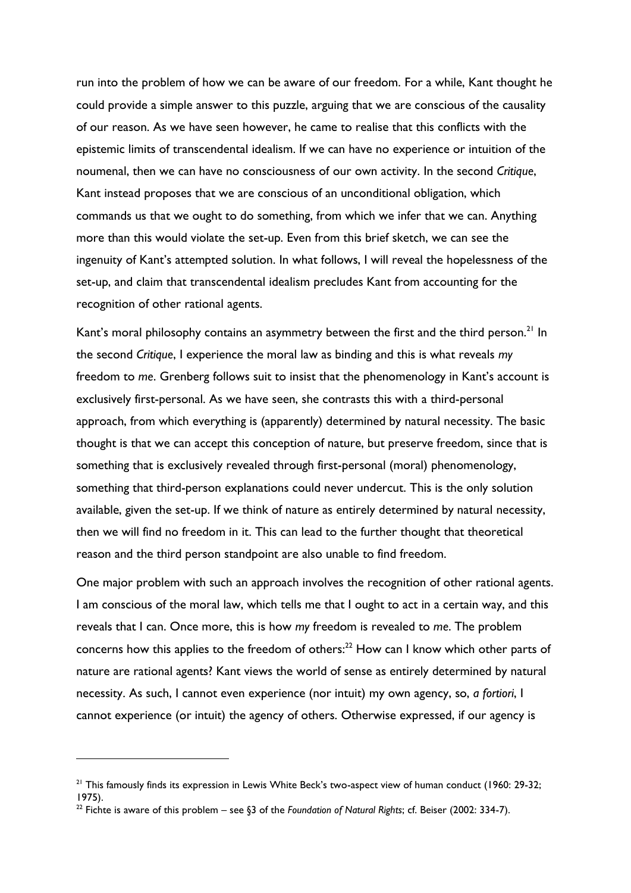run into the problem of how we can be aware of our freedom. For a while, Kant thought he could provide a simple answer to this puzzle, arguing that we are conscious of the causality of our reason. As we have seen however, he came to realise that this conflicts with the epistemic limits of transcendental idealism. If we can have no experience or intuition of the noumenal, then we can have no consciousness of our own activity. In the second *Critique*, Kant instead proposes that we are conscious of an unconditional obligation, which commands us that we ought to do something, from which we infer that we can. Anything more than this would violate the set-up. Even from this brief sketch, we can see the ingenuity of Kant's attempted solution. In what follows, I will reveal the hopelessness of the set-up, and claim that transcendental idealism precludes Kant from accounting for the recognition of other rational agents.

Kant's moral philosophy contains an asymmetry between the first and the third person.[21] In the second *Critique*, I experience the moral law as binding and this is what reveals *my* freedom to *me*. Grenberg follows suit to insist that the phenomenology in Kant's account is exclusively first-personal. As we have seen, she contrasts this with a third-personal approach, from which everything is (apparently) determined by natural necessity. The basic thought is that we can accept this conception of nature, but preserve freedom, since that is something that is exclusively revealed through first-personal (moral) phenomenology, something that third-person explanations could never undercut. This is the only solution available, given the set-up. If we think of nature as entirely determined by natural necessity, then we will find no freedom in it. This can lead to the further thought that theoretical reason and the third person standpoint are also unable to find freedom.

One major problem with such an approach involves the recognition of other rational agents. I am conscious of the moral law, which tells me that I ought to act in a certain way, and this reveals that I can. Once more, this is how *my* freedom is revealed to *me*. The problem concerns how this applies to the freedom of others:[22] How can I know which other parts of nature are rational agents? Kant views the world of sense as entirely determined by natural necessity. As such, I cannot even experience (nor intuit) my own agency, so, *a fortiori*, I cannot experience (or intuit) the agency of others. Otherwise expressed, if our agency is

---

[21] This famously finds its expression in Lewis White Beck's two-aspect view of human conduct (1960: 29-32; 1975).

[22] Fichte is aware of this problem – see §3 of the *Foundation of Natural Rights*; cf. Beiser (2002: 334-7).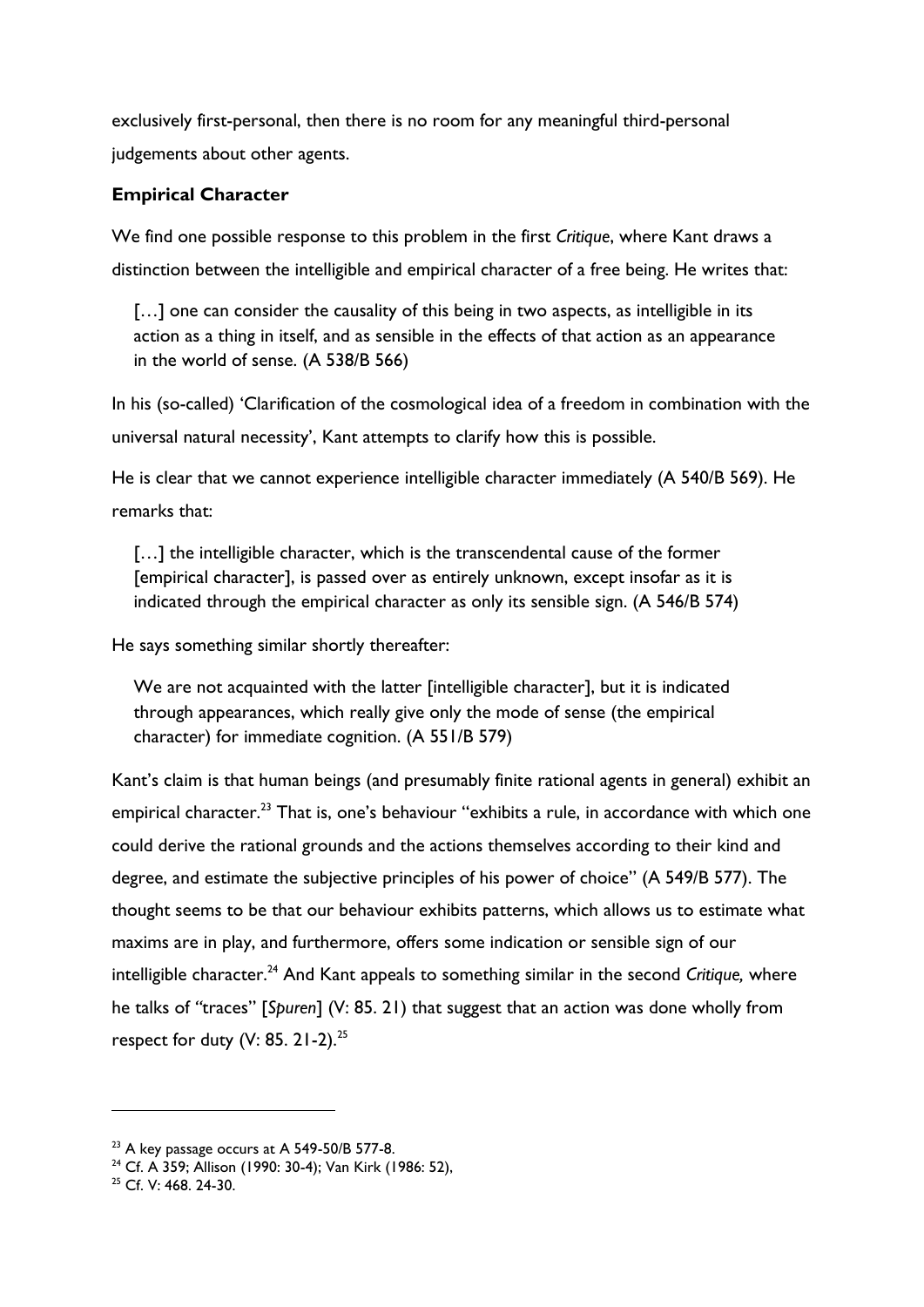exclusively first-personal, then there is no room for any meaningful third-personal judgements about other agents.

### Empirical Character

We find one possible response to this problem in the first *Critique*, where Kant draws a distinction between the intelligible and empirical character of a free being. He writes that:

> […] one can consider the causality of this being in two aspects, as intelligible in its action as a thing in itself, and as sensible in the effects of that action as an appearance in the world of sense. (A 538/B 566)

In his (so-called) 'Clarification of the cosmological idea of a freedom in combination with the universal natural necessity', Kant attempts to clarify how this is possible.

He is clear that we cannot experience intelligible character immediately (A 540/B 569). He remarks that:

> […] the intelligible character, which is the transcendental cause of the former [empirical character], is passed over as entirely unknown, except insofar as it is indicated through the empirical character as only its sensible sign. (A 546/B 574)

He says something similar shortly thereafter:

> We are not acquainted with the latter [intelligible character], but it is indicated through appearances, which really give only the mode of sense (the empirical character) for immediate cognition. (A 551/B 579)

Kant's claim is that human beings (and presumably finite rational agents in general) exhibit an empirical character.[23] That is, one's behaviour "exhibits a rule, in accordance with which one could derive the rational grounds and the actions themselves according to their kind and degree, and estimate the subjective principles of his power of choice" (A 549/B 577). The thought seems to be that our behaviour exhibits patterns, which allows us to estimate what maxims are in play, and furthermore, offers some indication or sensible sign of our intelligible character.[24] And Kant appeals to something similar in the second *Critique,* where he talks of "traces" [*Spuren*] (V: 85. 21) that suggest that an action was done wholly from respect for duty (V: 85. 21-2).[25]

---

[23] A key passage occurs at A 549-50/B 577-8.

[24] Cf. A 359; Allison (1990: 30-4); Van Kirk (1986: 52),

[25] Cf. V: 468. 24-30.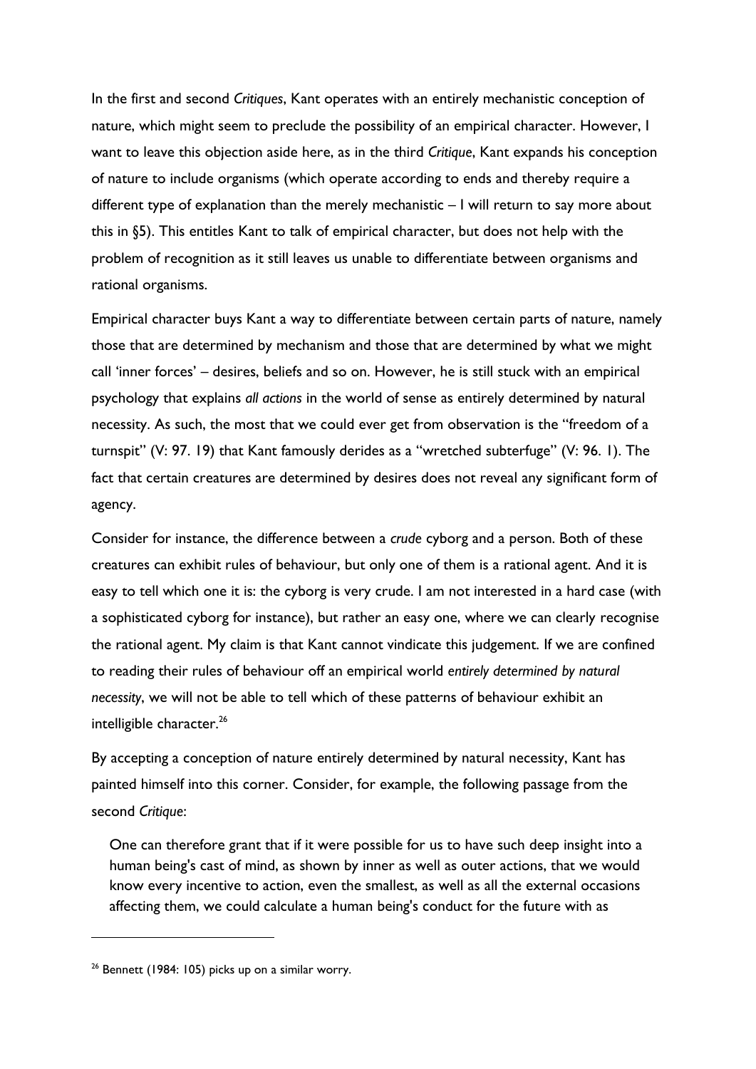In the first and second *Critiques*, Kant operates with an entirely mechanistic conception of nature, which might seem to preclude the possibility of an empirical character. However, I want to leave this objection aside here, as in the third *Critique*, Kant expands his conception of nature to include organisms (which operate according to ends and thereby require a different type of explanation than the merely mechanistic – I will return to say more about this in §5). This entitles Kant to talk of empirical character, but does not help with the problem of recognition as it still leaves us unable to differentiate between organisms and rational organisms.

Empirical character buys Kant a way to differentiate between certain parts of nature, namely those that are determined by mechanism and those that are determined by what we might call 'inner forces' – desires, beliefs and so on. However, he is still stuck with an empirical psychology that explains *all actions* in the world of sense as entirely determined by natural necessity. As such, the most that we could ever get from observation is the "freedom of a turnspit" (V: 97. 19) that Kant famously derides as a "wretched subterfuge" (V: 96. 1). The fact that certain creatures are determined by desires does not reveal any significant form of agency.

Consider for instance, the difference between a *crude* cyborg and a person. Both of these creatures can exhibit rules of behaviour, but only one of them is a rational agent. And it is easy to tell which one it is: the cyborg is very crude. I am not interested in a hard case (with a sophisticated cyborg for instance), but rather an easy one, where we can clearly recognise the rational agent. My claim is that Kant cannot vindicate this judgement. If we are confined to reading their rules of behaviour off an empirical world *entirely determined by natural necessity*, we will not be able to tell which of these patterns of behaviour exhibit an intelligible character.[26]

By accepting a conception of nature entirely determined by natural necessity, Kant has painted himself into this corner. Consider, for example, the following passage from the second *Critique*:

> One can therefore grant that if it were possible for us to have such deep insight into a human being's cast of mind, as shown by inner as well as outer actions, that we would know every incentive to action, even the smallest, as well as all the external occasions affecting them, we could calculate a human being's conduct for the future with as

[26] Bennett (1984: 105) picks up on a similar worry.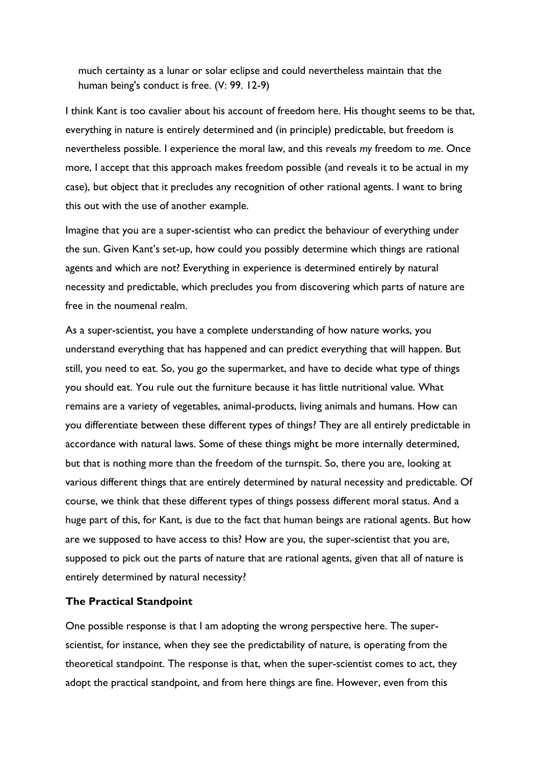much certainty as a lunar or solar eclipse and could nevertheless maintain that the human being's conduct is free. (V: 99. 12-9)

I think Kant is too cavalier about his account of freedom here. His thought seems to be that, everything in nature is entirely determined and (in principle) predictable, but freedom is nevertheless possible. I experience the moral law, and this reveals *my* freedom to *me*. Once more, I accept that this approach makes freedom possible (and reveals it to be actual in my case), but object that it precludes any recognition of other rational agents. I want to bring this out with the use of another example.

Imagine that you are a super-scientist who can predict the behaviour of everything under the sun. Given Kant's set-up, how could you possibly determine which things are rational agents and which are not? Everything in experience is determined entirely by natural necessity and predictable, which precludes you from discovering which parts of nature are free in the noumenal realm.

As a super-scientist, you have a complete understanding of how nature works, you understand everything that has happened and can predict everything that will happen. But still, you need to eat. So, you go the supermarket, and have to decide what type of things you should eat. You rule out the furniture because it has little nutritional value. What remains are a variety of vegetables, animal-products, living animals and humans. How can you differentiate between these different types of things? They are all entirely predictable in accordance with natural laws. Some of these things might be more internally determined, but that is nothing more than the freedom of the turnspit. So, there you are, looking at various different things that are entirely determined by natural necessity and predictable. Of course, we think that these different types of things possess different moral status. And a huge part of this, for Kant, is due to the fact that human beings are rational agents. But how are we supposed to have access to this? How are you, the super-scientist that you are, supposed to pick out the parts of nature that are rational agents, given that all of nature is entirely determined by natural necessity?

### The Practical Standpoint

One possible response is that I am adopting the wrong perspective here. The super-scientist, for instance, when they see the predictability of nature, is operating from the theoretical standpoint. The response is that, when the super-scientist comes to act, they adopt the practical standpoint, and from here things are fine. However, even from this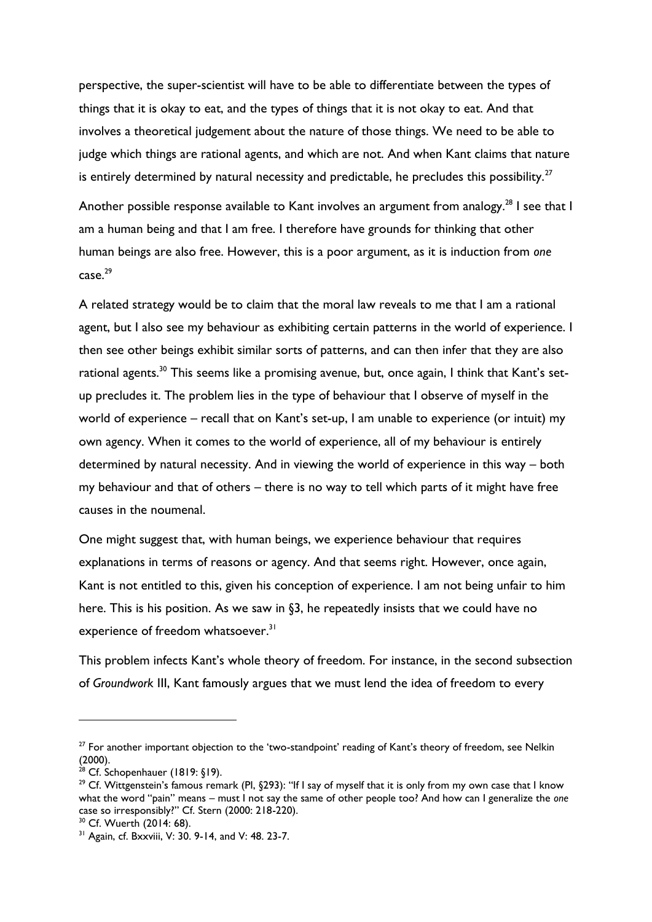perspective, the super-scientist will have to be able to differentiate between the types of things that it is okay to eat, and the types of things that it is not okay to eat. And that involves a theoretical judgement about the nature of those things. We need to be able to judge which things are rational agents, and which are not. And when Kant claims that nature is entirely determined by natural necessity and predictable, he precludes this possibility.[27]

Another possible response available to Kant involves an argument from analogy.[28] I see that I am a human being and that I am free. I therefore have grounds for thinking that other human beings are also free. However, this is a poor argument, as it is induction from *one* case.[29]

A related strategy would be to claim that the moral law reveals to me that I am a rational agent, but I also see my behaviour as exhibiting certain patterns in the world of experience. I then see other beings exhibit similar sorts of patterns, and can then infer that they are also rational agents.[30] This seems like a promising avenue, but, once again, I think that Kant's set-up precludes it. The problem lies in the type of behaviour that I observe of myself in the world of experience – recall that on Kant's set-up, I am unable to experience (or intuit) my own agency. When it comes to the world of experience, all of my behaviour is entirely determined by natural necessity. And in viewing the world of experience in this way – both my behaviour and that of others – there is no way to tell which parts of it might have free causes in the noumenal.

One might suggest that, with human beings, we experience behaviour that requires explanations in terms of reasons or agency. And that seems right. However, once again, Kant is not entitled to this, given his conception of experience. I am not being unfair to him here. This is his position. As we saw in §3, he repeatedly insists that we could have no experience of freedom whatsoever.[31]

This problem infects Kant's whole theory of freedom. For instance, in the second subsection of *Groundwork* III, Kant famously argues that we must lend the idea of freedom to every

---

[27] For another important objection to the 'two-standpoint' reading of Kant's theory of freedom, see Nelkin (2000).

[28] Cf. Schopenhauer (1819: §19).

[29] Cf. Wittgenstein's famous remark (PI, §293): "If I say of myself that it is only from my own case that I know what the word "pain" means – must I not say the same of other people too? And how can I generalize the *one* case so irresponsibly?" Cf. Stern (2000: 218-220).

[30] Cf. Wuerth (2014: 68).

[31] Again, cf. Bxxviii, V: 30. 9-14, and V: 48. 23-7.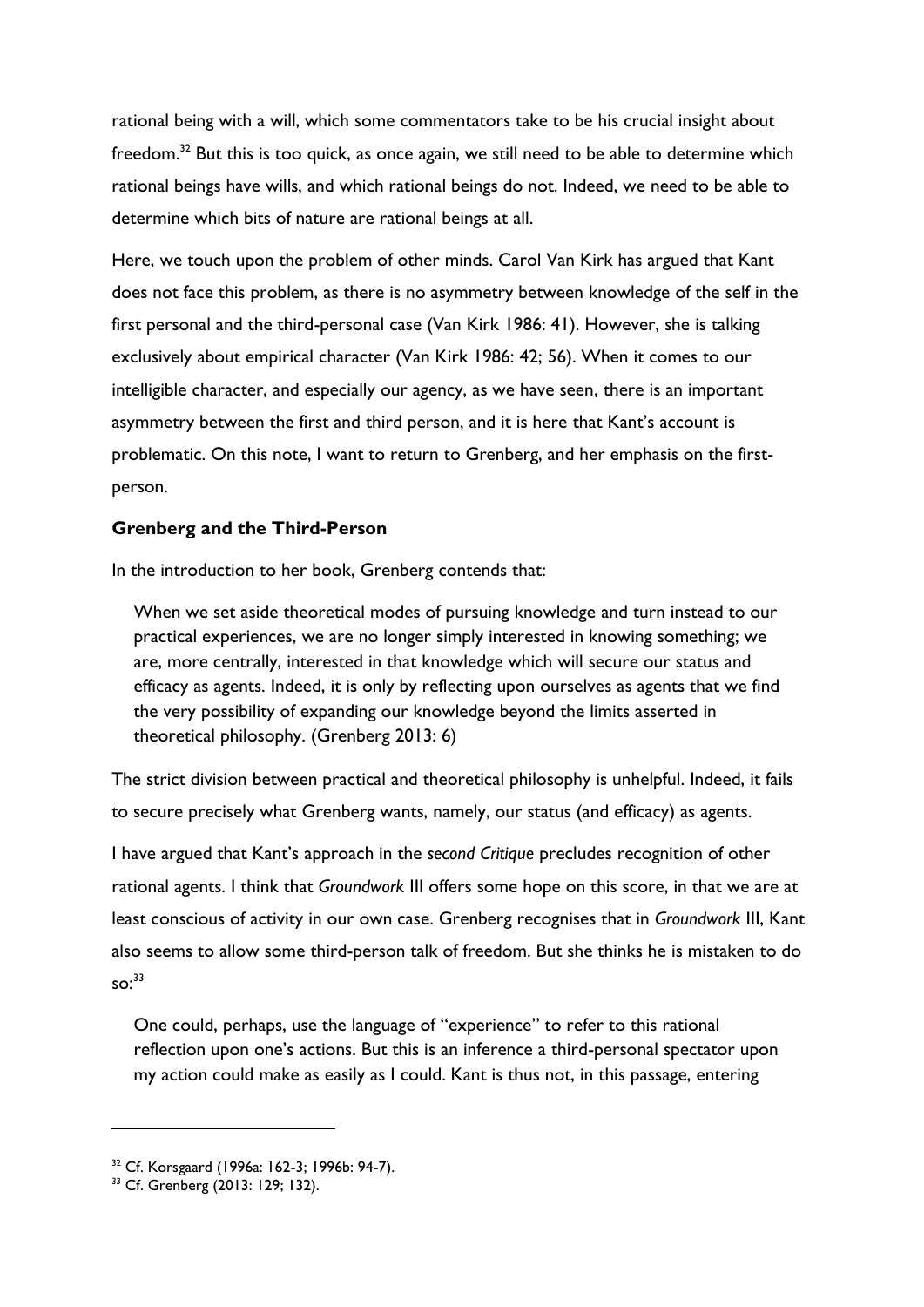rational being with a will, which some commentators take to be his crucial insight about freedom.[32] But this is too quick, as once again, we still need to be able to determine which rational beings have wills, and which rational beings do not. Indeed, we need to be able to determine which bits of nature are rational beings at all.

Here, we touch upon the problem of other minds. Carol Van Kirk has argued that Kant does not face this problem, as there is no asymmetry between knowledge of the self in the first personal and the third-personal case (Van Kirk 1986: 41). However, she is talking exclusively about empirical character (Van Kirk 1986: 42; 56). When it comes to our intelligible character, and especially our agency, as we have seen, there is an important asymmetry between the first and third person, and it is here that Kant's account is problematic. On this note, I want to return to Grenberg, and her emphasis on the first-person.

### Grenberg and the Third-Person

In the introduction to her book, Grenberg contends that:

> When we set aside theoretical modes of pursuing knowledge and turn instead to our practical experiences, we are no longer simply interested in knowing something; we are, more centrally, interested in that knowledge which will secure our status and efficacy as agents. Indeed, it is only by reflecting upon ourselves as agents that we find the very possibility of expanding our knowledge beyond the limits asserted in theoretical philosophy. (Grenberg 2013: 6)

The strict division between practical and theoretical philosophy is unhelpful. Indeed, it fails to secure precisely what Grenberg wants, namely, our status (and efficacy) as agents.

I have argued that Kant's approach in the *second Critique* precludes recognition of other rational agents. I think that *Groundwork* III offers some hope on this score, in that we are at least conscious of activity in our own case. Grenberg recognises that in *Groundwork* III, Kant also seems to allow some third-person talk of freedom. But she thinks he is mistaken to do so:[33]

> One could, perhaps, use the language of "experience" to refer to this rational reflection upon one's actions. But this is an inference a third-personal spectator upon my action could make as easily as I could. Kant is thus not, in this passage, entering

---

[32] Cf. Korsgaard (1996a: 162-3; 1996b: 94-7).

[33] Cf. Grenberg (2013: 129; 132).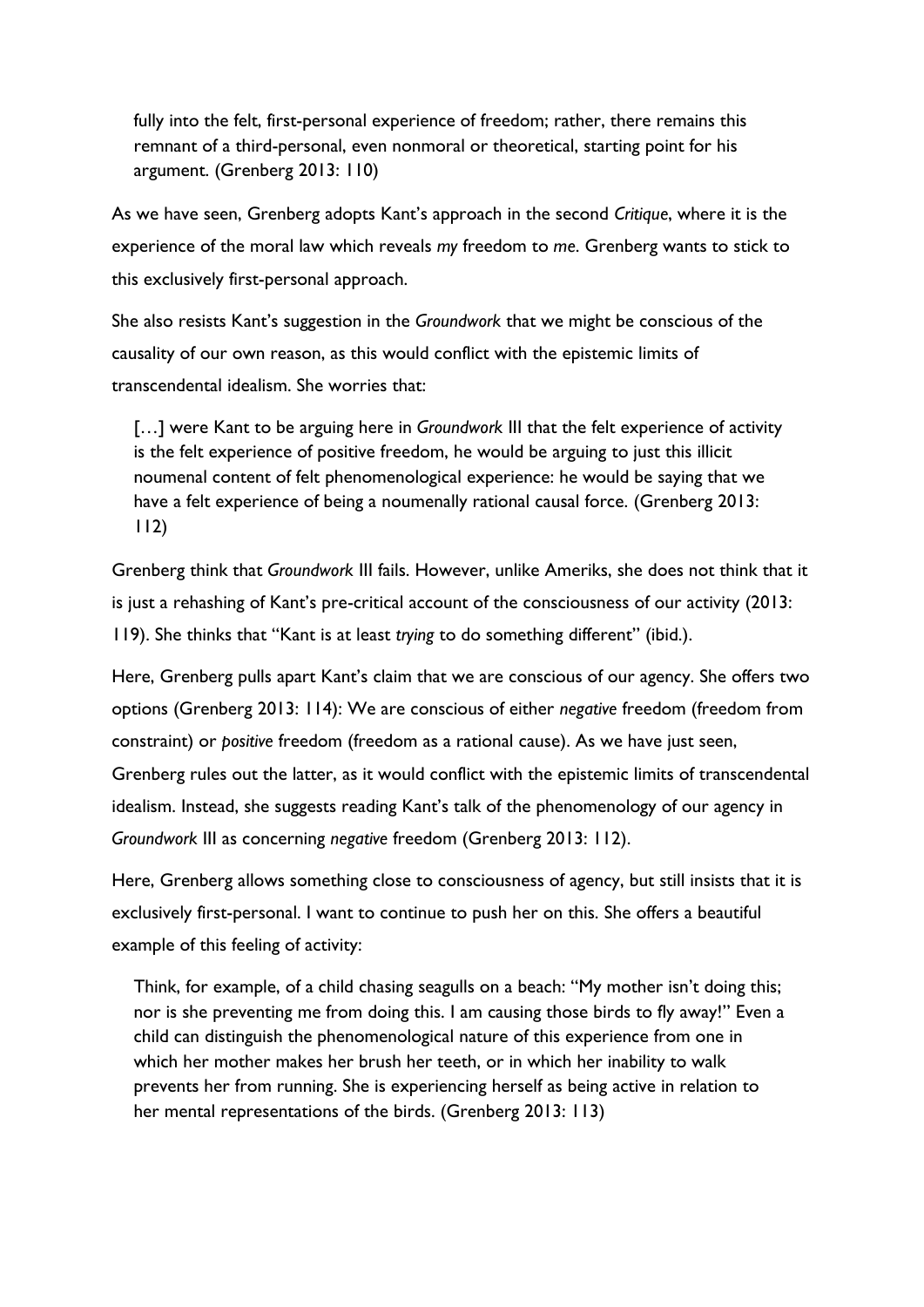> fully into the felt, first-personal experience of freedom; rather, there remains this remnant of a third-personal, even nonmoral or theoretical, starting point for his argument. (Grenberg 2013: 110)

As we have seen, Grenberg adopts Kant's approach in the second *Critique*, where it is the experience of the moral law which reveals *my* freedom to *me*. Grenberg wants to stick to this exclusively first-personal approach.

She also resists Kant's suggestion in the *Groundwork* that we might be conscious of the causality of our own reason, as this would conflict with the epistemic limits of transcendental idealism. She worries that:

> […] were Kant to be arguing here in *Groundwork* III that the felt experience of activity is the felt experience of positive freedom, he would be arguing to just this illicit noumenal content of felt phenomenological experience: he would be saying that we have a felt experience of being a noumenally rational causal force. (Grenberg 2013: 112)

Grenberg think that *Groundwork* III fails. However, unlike Ameriks, she does not think that it is just a rehashing of Kant's pre-critical account of the consciousness of our activity (2013: 119). She thinks that "Kant is at least *trying* to do something different" (ibid.).

Here, Grenberg pulls apart Kant's claim that we are conscious of our agency. She offers two options (Grenberg 2013: 114): We are conscious of either *negative* freedom (freedom from constraint) or *positive* freedom (freedom as a rational cause). As we have just seen, Grenberg rules out the latter, as it would conflict with the epistemic limits of transcendental idealism. Instead, she suggests reading Kant's talk of the phenomenology of our agency in *Groundwork* III as concerning *negative* freedom (Grenberg 2013: 112).

Here, Grenberg allows something close to consciousness of agency, but still insists that it is exclusively first-personal. I want to continue to push her on this. She offers a beautiful example of this feeling of activity:

> Think, for example, of a child chasing seagulls on a beach: "My mother isn't doing this; nor is she preventing me from doing this. I am causing those birds to fly away!" Even a child can distinguish the phenomenological nature of this experience from one in which her mother makes her brush her teeth, or in which her inability to walk prevents her from running. She is experiencing herself as being active in relation to her mental representations of the birds. (Grenberg 2013: 113)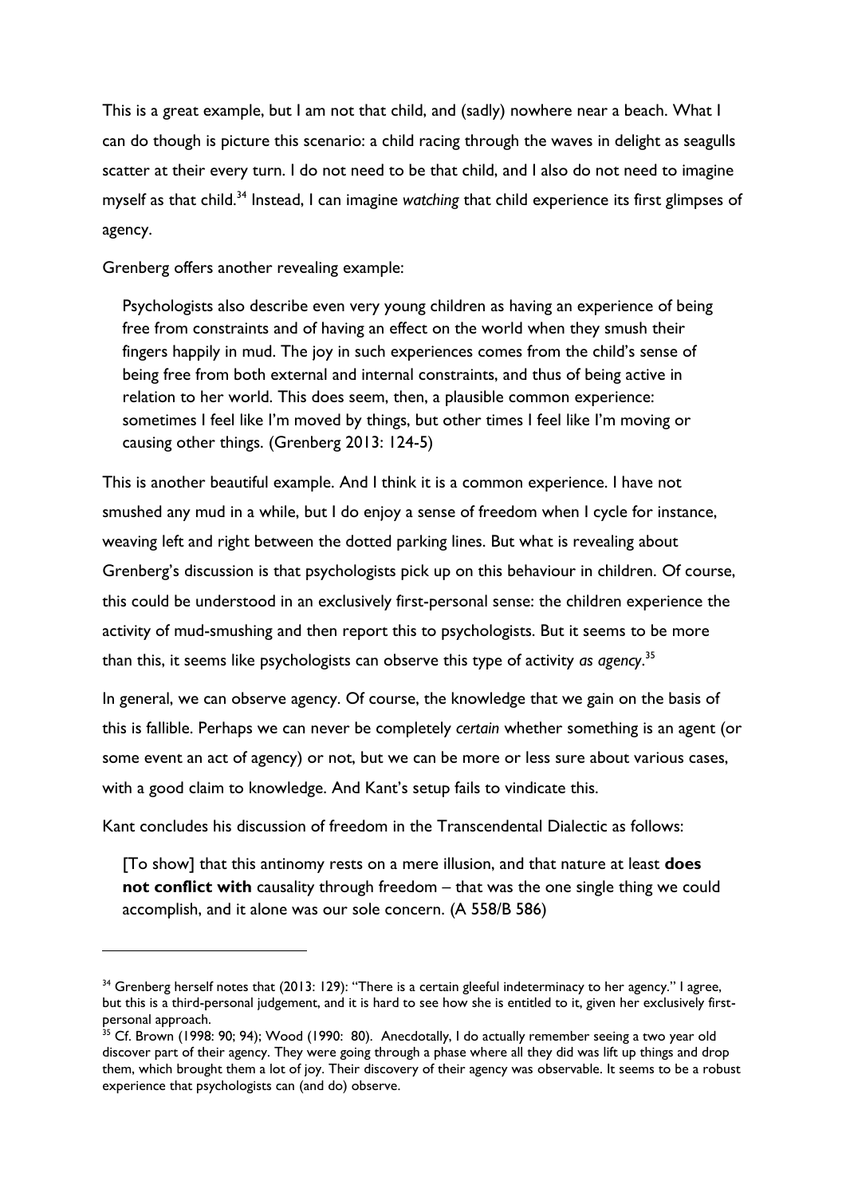This is a great example, but I am not that child, and (sadly) nowhere near a beach. What I can do though is picture this scenario: a child racing through the waves in delight as seagulls scatter at their every turn. I do not need to be that child, and I also do not need to imagine myself as that child.[34] Instead, I can imagine *watching* that child experience its first glimpses of agency.

Grenberg offers another revealing example:

> Psychologists also describe even very young children as having an experience of being free from constraints and of having an effect on the world when they smush their fingers happily in mud. The joy in such experiences comes from the child's sense of being free from both external and internal constraints, and thus of being active in relation to her world. This does seem, then, a plausible common experience: sometimes I feel like I'm moved by things, but other times I feel like I'm moving or causing other things. (Grenberg 2013: 124-5)

This is another beautiful example. And I think it is a common experience. I have not smushed any mud in a while, but I do enjoy a sense of freedom when I cycle for instance, weaving left and right between the dotted parking lines. But what is revealing about Grenberg's discussion is that psychologists pick up on this behaviour in children. Of course, this could be understood in an exclusively first-personal sense: the children experience the activity of mud-smushing and then report this to psychologists. But it seems to be more than this, it seems like psychologists can observe this type of activity *as agency*.[35]

In general, we can observe agency. Of course, the knowledge that we gain on the basis of this is fallible. Perhaps we can never be completely *certain* whether something is an agent (or some event an act of agency) or not, but we can be more or less sure about various cases, with a good claim to knowledge. And Kant's setup fails to vindicate this.

Kant concludes his discussion of freedom in the Transcendental Dialectic as follows:

> [To show] that this antinomy rests on a mere illusion, and that nature at least **does not conflict with** causality through freedom – that was the one single thing we could accomplish, and it alone was our sole concern. (A 558/B 586)

---

[34] Grenberg herself notes that (2013: 129): "There is a certain gleeful indeterminacy to her agency." I agree, but this is a third-personal judgement, and it is hard to see how she is entitled to it, given her exclusively first-personal approach.

[35] Cf. Brown (1998: 90; 94); Wood (1990: 80). Anecdotally, I do actually remember seeing a two year old discover part of their agency. They were going through a phase where all they did was lift up things and drop them, which brought them a lot of joy. Their discovery of their agency was observable. It seems to be a robust experience that psychologists can (and do) observe.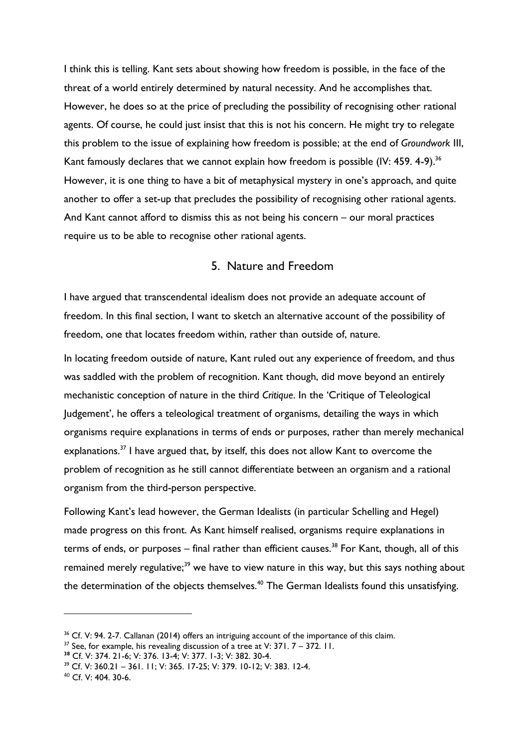I think this is telling. Kant sets about showing how freedom is possible, in the face of the threat of a world entirely determined by natural necessity. And he accomplishes that. However, he does so at the price of precluding the possibility of recognising other rational agents. Of course, he could just insist that this is not his concern. He might try to relegate this problem to the issue of explaining how freedom is possible; at the end of *Groundwork* III, Kant famously declares that we cannot explain how freedom is possible (IV: 459. 4-9).[36] However, it is one thing to have a bit of metaphysical mystery in one's approach, and quite another to offer a set-up that precludes the possibility of recognising other rational agents. And Kant cannot afford to dismiss this as not being his concern – our moral practices require us to be able to recognise other rational agents.

## 5. Nature and Freedom

I have argued that transcendental idealism does not provide an adequate account of freedom. In this final section, I want to sketch an alternative account of the possibility of freedom, one that locates freedom within, rather than outside of, nature.

In locating freedom outside of nature, Kant ruled out any experience of freedom, and thus was saddled with the problem of recognition. Kant though, did move beyond an entirely mechanistic conception of nature in the third *Critique*. In the 'Critique of Teleological Judgement', he offers a teleological treatment of organisms, detailing the ways in which organisms require explanations in terms of ends or purposes, rather than merely mechanical explanations.[37] I have argued that, by itself, this does not allow Kant to overcome the problem of recognition as he still cannot differentiate between an organism and a rational organism from the third-person perspective.

Following Kant's lead however, the German Idealists (in particular Schelling and Hegel) made progress on this front. As Kant himself realised, organisms require explanations in terms of ends, or purposes – final rather than efficient causes.[38] For Kant, though, all of this remained merely regulative;[39] we have to view nature in this way, but this says nothing about the determination of the objects themselves.[40] The German Idealists found this unsatisfying.

---

[36] Cf. V: 94. 2-7. Callanan (2014) offers an intriguing account of the importance of this claim.

[37] See, for example, his revealing discussion of a tree at V: 371. 7 – 372. 11.

[38] Cf. V: 374. 21-6; V: 376. 13-4; V: 377. 1-3; V: 382. 30-4.

[39] Cf. V: 360.21 – 361. 11; V: 365. 17-25; V: 379. 10-12; V: 383. 12-4.

[40] Cf. V: 404. 30-6.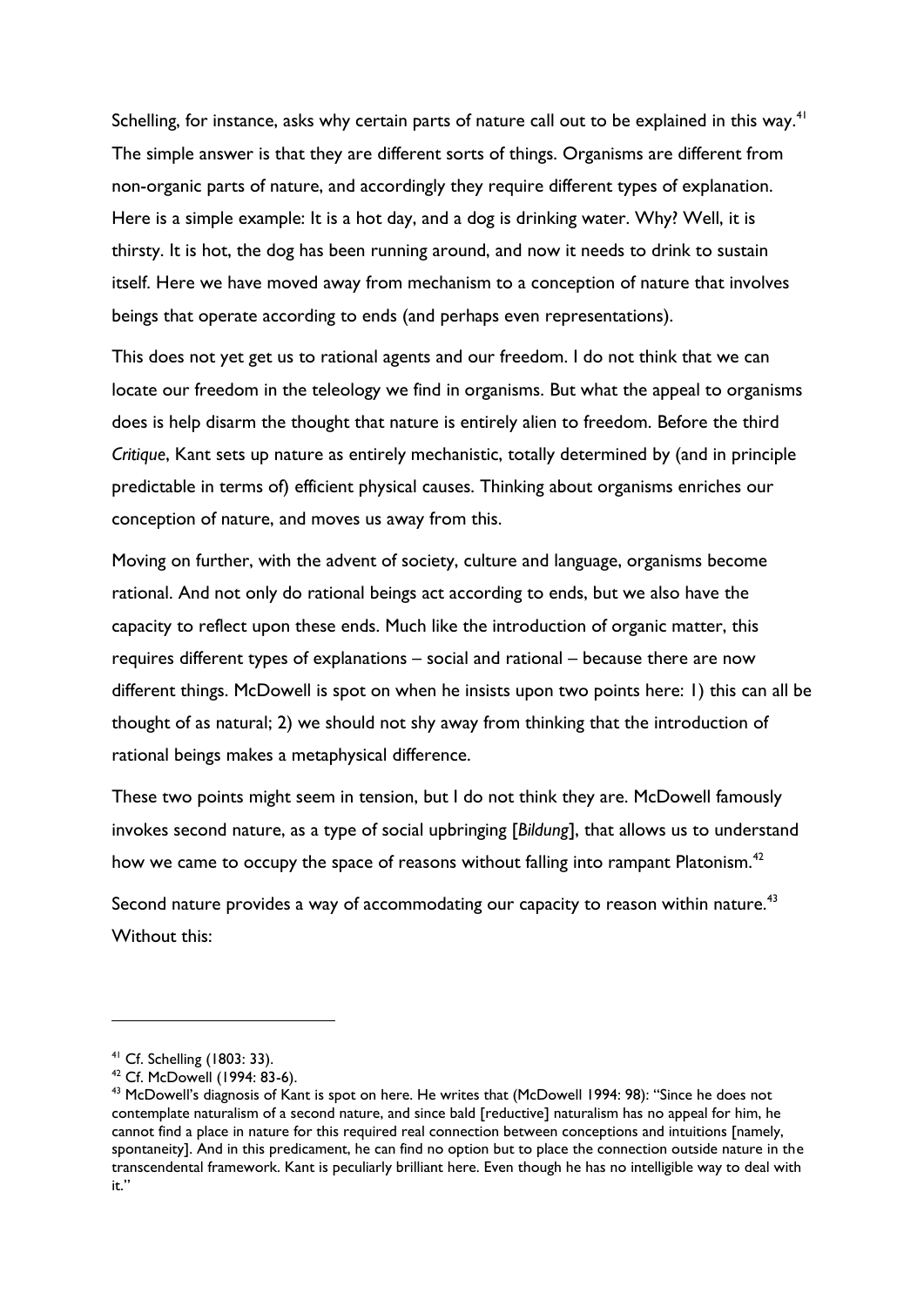Schelling, for instance, asks why certain parts of nature call out to be explained in this way.[41] The simple answer is that they are different sorts of things. Organisms are different from non-organic parts of nature, and accordingly they require different types of explanation. Here is a simple example: It is a hot day, and a dog is drinking water. Why? Well, it is thirsty. It is hot, the dog has been running around, and now it needs to drink to sustain itself. Here we have moved away from mechanism to a conception of nature that involves beings that operate according to ends (and perhaps even representations).

This does not yet get us to rational agents and our freedom. I do not think that we can locate our freedom in the teleology we find in organisms. But what the appeal to organisms does is help disarm the thought that nature is entirely alien to freedom. Before the third *Critique*, Kant sets up nature as entirely mechanistic, totally determined by (and in principle predictable in terms of) efficient physical causes. Thinking about organisms enriches our conception of nature, and moves us away from this.

Moving on further, with the advent of society, culture and language, organisms become rational. And not only do rational beings act according to ends, but we also have the capacity to reflect upon these ends. Much like the introduction of organic matter, this requires different types of explanations – social and rational – because there are now different things. McDowell is spot on when he insists upon two points here: 1) this can all be thought of as natural; 2) we should not shy away from thinking that the introduction of rational beings makes a metaphysical difference.

These two points might seem in tension, but I do not think they are. McDowell famously invokes second nature, as a type of social upbringing [*Bildung*], that allows us to understand how we came to occupy the space of reasons without falling into rampant Platonism.[42]

Second nature provides a way of accommodating our capacity to reason within nature.[43] Without this:

---

[41] Cf. Schelling (1803: 33).

[42] Cf. McDowell (1994: 83-6).

[43] McDowell's diagnosis of Kant is spot on here. He writes that (McDowell 1994: 98): "Since he does not contemplate naturalism of a second nature, and since bald [reductive] naturalism has no appeal for him, he cannot find a place in nature for this required real connection between conceptions and intuitions [namely, spontaneity]. And in this predicament, he can find no option but to place the connection outside nature in the transcendental framework. Kant is peculiarly brilliant here. Even though he has no intelligible way to deal with it."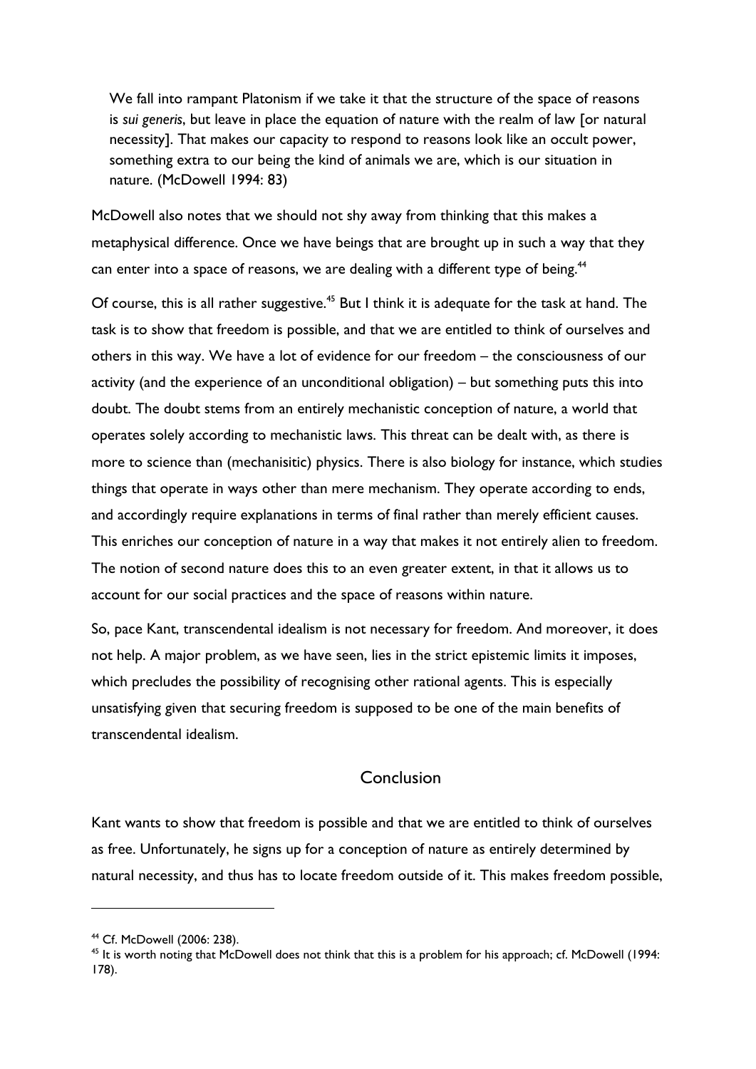> We fall into rampant Platonism if we take it that the structure of the space of reasons is *sui generis*, but leave in place the equation of nature with the realm of law [or natural necessity]. That makes our capacity to respond to reasons look like an occult power, something extra to our being the kind of animals we are, which is our situation in nature. (McDowell 1994: 83)

McDowell also notes that we should not shy away from thinking that this makes a metaphysical difference. Once we have beings that are brought up in such a way that they can enter into a space of reasons, we are dealing with a different type of being.[44]

Of course, this is all rather suggestive.[45] But I think it is adequate for the task at hand. The task is to show that freedom is possible, and that we are entitled to think of ourselves and others in this way. We have a lot of evidence for our freedom – the consciousness of our activity (and the experience of an unconditional obligation) – but something puts this into doubt. The doubt stems from an entirely mechanistic conception of nature, a world that operates solely according to mechanistic laws. This threat can be dealt with, as there is more to science than (mechanisitic) physics. There is also biology for instance, which studies things that operate in ways other than mere mechanism. They operate according to ends, and accordingly require explanations in terms of final rather than merely efficient causes. This enriches our conception of nature in a way that makes it not entirely alien to freedom. The notion of second nature does this to an even greater extent, in that it allows us to account for our social practices and the space of reasons within nature.

So, pace Kant, transcendental idealism is not necessary for freedom. And moreover, it does not help. A major problem, as we have seen, lies in the strict epistemic limits it imposes, which precludes the possibility of recognising other rational agents. This is especially unsatisfying given that securing freedom is supposed to be one of the main benefits of transcendental idealism.

## Conclusion

Kant wants to show that freedom is possible and that we are entitled to think of ourselves as free. Unfortunately, he signs up for a conception of nature as entirely determined by natural necessity, and thus has to locate freedom outside of it. This makes freedom possible,

[44] Cf. McDowell (2006: 238).

[45] It is worth noting that McDowell does not think that this is a problem for his approach; cf. McDowell (1994: 178).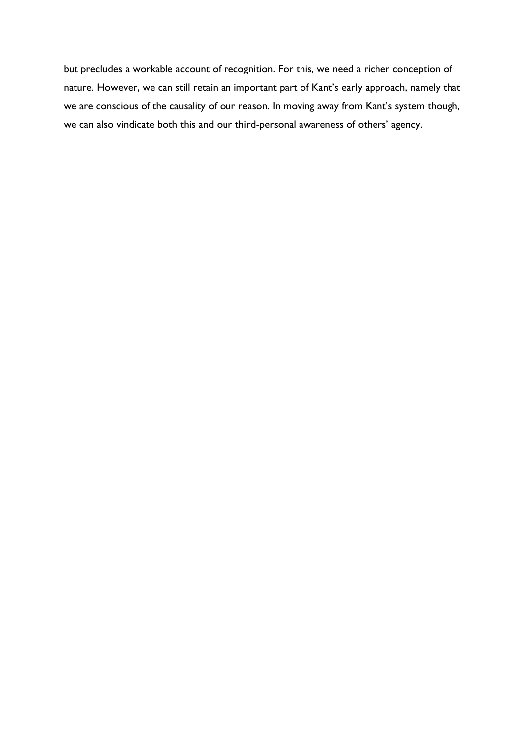but precludes a workable account of recognition. For this, we need a richer conception of nature. However, we can still retain an important part of Kant's early approach, namely that we are conscious of the causality of our reason. In moving away from Kant's system though, we can also vindicate both this and our third-personal awareness of others' agency.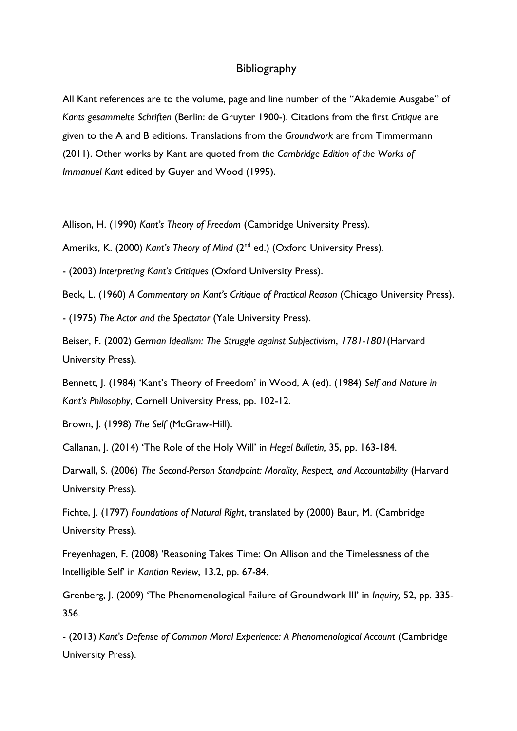# Bibliography

All Kant references are to the volume, page and line number of the "Akademie Ausgabe" of *Kants gesammelte Schriften* (Berlin: de Gruyter 1900-). Citations from the first *Critique* are given to the A and B editions. Translations from the *Groundwork* are from Timmermann (2011). Other works by Kant are quoted from *the Cambridge Edition of the Works of Immanuel Kant* edited by Guyer and Wood (1995).

Allison, H. (1990) *Kant's Theory of Freedom* (Cambridge University Press).

Ameriks, K. (2000) *Kant's Theory of Mind* (2nd ed.) (Oxford University Press).

- (2003) *Interpreting Kant's Critiques* (Oxford University Press).

Beck, L. (1960) *A Commentary on Kant's Critique of Practical Reason* (Chicago University Press).

- (1975) *The Actor and the Spectator* (Yale University Press).

Beiser, F. (2002) *German Idealism: The Struggle against Subjectivism, 1781-1801*(Harvard University Press).

Bennett, J. (1984) 'Kant's Theory of Freedom' in Wood, A (ed). (1984) *Self and Nature in Kant's Philosophy*, Cornell University Press, pp. 102-12.

Brown, J. (1998) *The Self* (McGraw-Hill).

Callanan, J. (2014) 'The Role of the Holy Will' in *Hegel Bulletin,* 35, pp. 163-184.

Darwall, S. (2006) *The Second-Person Standpoint: Morality, Respect, and Accountability* (Harvard University Press).

Fichte, J. (1797) *Foundations of Natural Right*, translated by (2000) Baur, M. (Cambridge University Press).

Freyenhagen, F. (2008) 'Reasoning Takes Time: On Allison and the Timelessness of the Intelligible Self' in *Kantian Review*, 13.2, pp. 67-84.

Grenberg, J. (2009) 'The Phenomenological Failure of Groundwork III' in *Inquiry,* 52, pp. 335-356.

- (2013) *Kant's Defense of Common Moral Experience: A Phenomenological Account* (Cambridge University Press).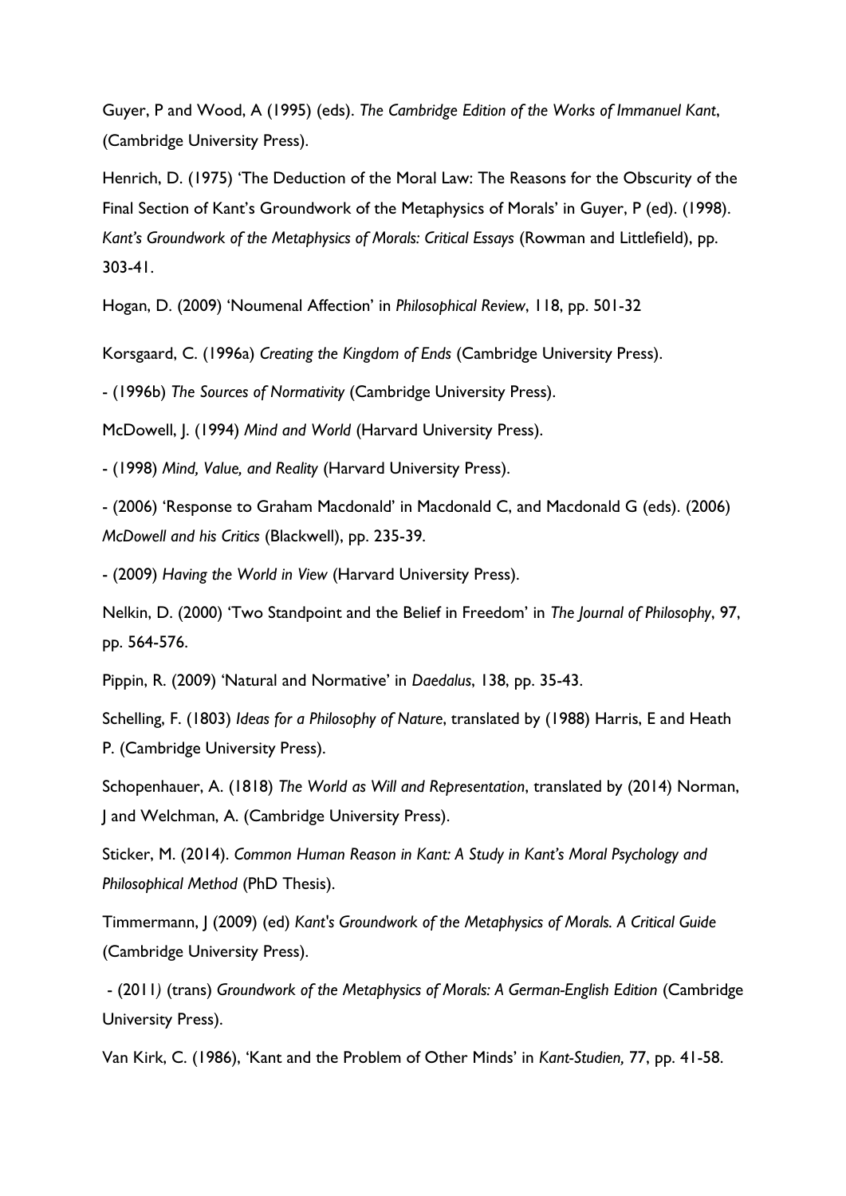Guyer, P and Wood, A (1995) (eds). *The Cambridge Edition of the Works of Immanuel Kant*, (Cambridge University Press).

Henrich, D. (1975) 'The Deduction of the Moral Law: The Reasons for the Obscurity of the Final Section of Kant's Groundwork of the Metaphysics of Morals' in Guyer, P (ed). (1998). *Kant's Groundwork of the Metaphysics of Morals: Critical Essays* (Rowman and Littlefield), pp. 303-41.

Hogan, D. (2009) 'Noumenal Affection' in *Philosophical Review*, 118, pp. 501-32

Korsgaard, C. (1996a) *Creating the Kingdom of Ends* (Cambridge University Press).

- (1996b) *The Sources of Normativity* (Cambridge University Press).

McDowell, J. (1994) *Mind and World* (Harvard University Press).

- (1998) *Mind, Value, and Reality* (Harvard University Press).

- (2006) 'Response to Graham Macdonald' in Macdonald C, and Macdonald G (eds). (2006) *McDowell and his Critics* (Blackwell), pp. 235-39.

- (2009) *Having the World in View* (Harvard University Press).

Nelkin, D. (2000) 'Two Standpoint and the Belief in Freedom' in *The Journal of Philosophy*, 97, pp. 564-576.

Pippin, R. (2009) 'Natural and Normative' in *Daedalus*, 138, pp. 35-43.

Schelling, F. (1803) *Ideas for a Philosophy of Nature*, translated by (1988) Harris, E and Heath P. (Cambridge University Press).

Schopenhauer, A. (1818) *The World as Will and Representation*, translated by (2014) Norman, J and Welchman, A. (Cambridge University Press).

Sticker, M. (2014). *Common Human Reason in Kant: A Study in Kant's Moral Psychology and Philosophical Method* (PhD Thesis).

Timmermann, J (2009) (ed) *Kant's Groundwork of the Metaphysics of Morals. A Critical Guide* (Cambridge University Press).

- (2011) (trans) *Groundwork of the Metaphysics of Morals: A German-English Edition* (Cambridge University Press).

Van Kirk, C. (1986), 'Kant and the Problem of Other Minds' in *Kant-Studien,* 77, pp. 41-58.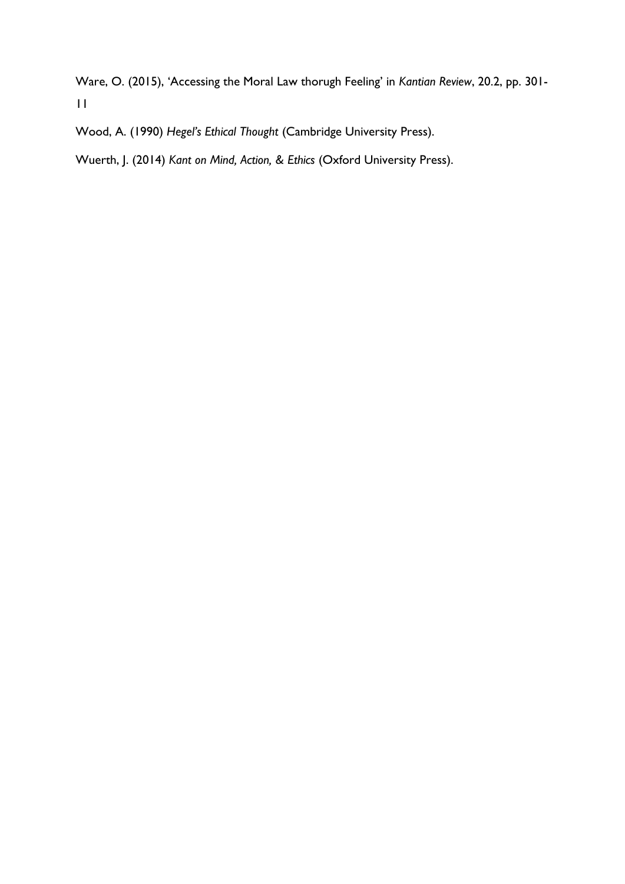Ware, O. (2015), 'Accessing the Moral Law thorugh Feeling' in *Kantian Review*, 20.2, pp. 301-11

Wood, A. (1990) *Hegel's Ethical Thought* (Cambridge University Press).

Wuerth, J. (2014) *Kant on Mind, Action, & Ethics* (Oxford University Press).